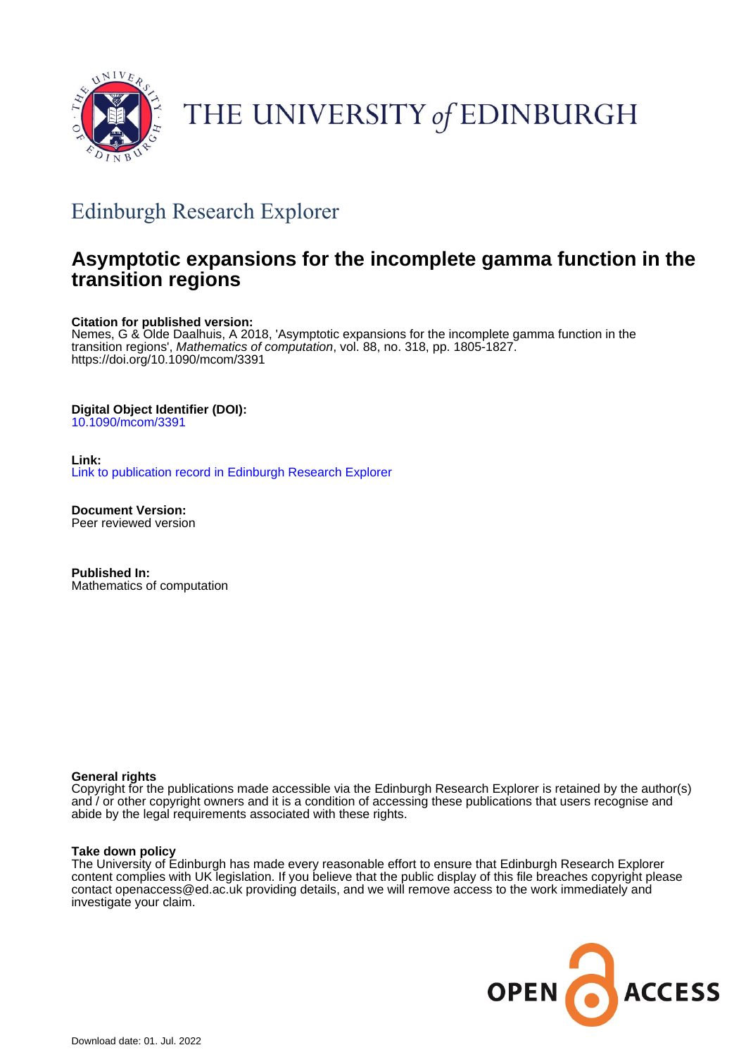THE UNIVERSITY of EDINBURGH

## Edinburgh Research Explorer

# Asymptotic expansions for the incomplete gamma function in the transition regions

**Citation for published version:**
Nemes, G & Olde Daalhuis, A 2018, 'Asymptotic expansions for the incomplete gamma function in the transition regions', *Mathematics of computation*, vol. 88, no. 318, pp. 1805-1827.
https://doi.org/10.1090/mcom/3391

**Digital Object Identifier (DOI):**
10.1090/mcom/3391

**Link:**
Link to publication record in Edinburgh Research Explorer

**Document Version:**
Peer reviewed version

**Published In:**
Mathematics of computation

**General rights**
Copyright for the publications made accessible via the Edinburgh Research Explorer is retained by the author(s) and / or other copyright owners and it is a condition of accessing these publications that users recognise and abide by the legal requirements associated with these rights.

**Take down policy**
The University of Edinburgh has made every reasonable effort to ensure that Edinburgh Research Explorer content complies with UK legislation. If you believe that the public display of this file breaches copyright please contact openaccess@ed.ac.uk providing details, and we will remove access to the work immediately and investigate your claim.

Download date: 01. Jul. 2022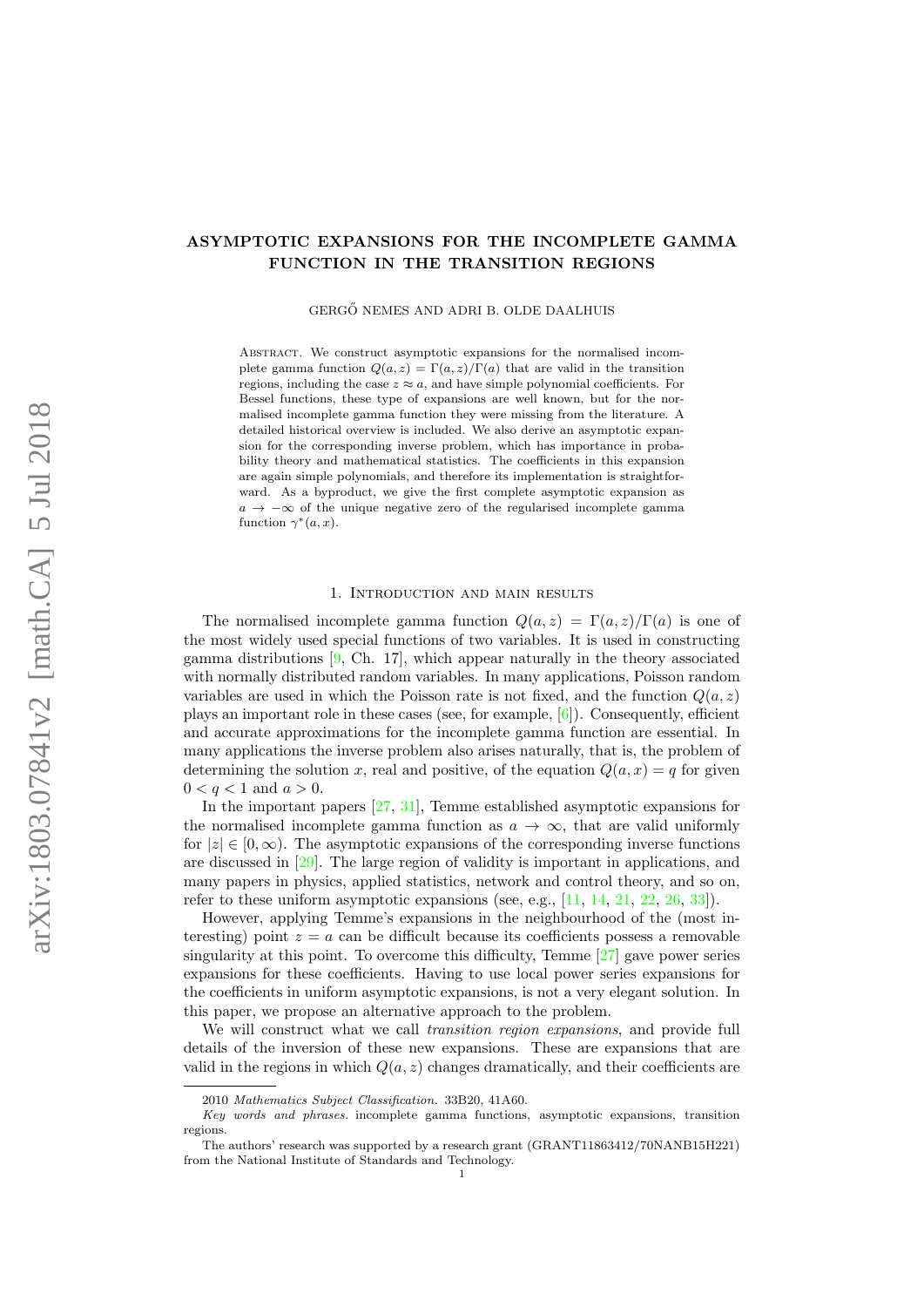# ASYMPTOTIC EXPANSIONS FOR THE INCOMPLETE GAMMA FUNCTION IN THE TRANSITION REGIONS

GERGŐ NEMES AND ADRI B. OLDE DAALHUIS

Abstract. We construct asymptotic expansions for the normalised incomplete gamma function $Q(a,z) = \Gamma(a,z)/\Gamma(a)$ that are valid in the transition regions, including the case $z \approx a$, and have simple polynomial coefficients. For Bessel functions, these type of expansions are well known, but for the normalised incomplete gamma function they were missing from the literature. A detailed historical overview is included. We also derive an asymptotic expansion for the corresponding inverse problem, which has importance in probability theory and mathematical statistics. The coefficients in this expansion are again simple polynomials, and therefore its implementation is straightforward. As a byproduct, we give the first complete asymptotic expansion as $a \to -\infty$ of the unique negative zero of the regularised incomplete gamma function $\gamma^*(a,x)$.

## 1. Introduction and main results

The normalised incomplete gamma function $Q(a,z) = \Gamma(a,z)/\Gamma(a)$ is one of the most widely used special functions of two variables. It is used in constructing gamma distributions [9, Ch. 17], which appear naturally in the theory associated with normally distributed random variables. In many applications, Poisson random variables are used in which the Poisson rate is not fixed, and the function $Q(a,z)$ plays an important role in these cases (see, for example, [6]). Consequently, efficient and accurate approximations for the incomplete gamma function are essential. In many applications the inverse problem also arises naturally, that is, the problem of determining the solution $x$, real and positive, of the equation $Q(a,x) = q$ for given $0 < q < 1$ and $a > 0$.

In the important papers [27, 31], Temme established asymptotic expansions for the normalised incomplete gamma function as $a \to \infty$, that are valid uniformly for $|z| \in [0,\infty)$. The asymptotic expansions of the corresponding inverse functions are discussed in [29]. The large region of validity is important in applications, and many papers in physics, applied statistics, network and control theory, and so on, refer to these uniform asymptotic expansions (see, e.g., [11, 14, 21, 22, 26, 33]).

However, applying Temme's expansions in the neighbourhood of the (most interesting) point $z = a$ can be difficult because its coefficients possess a removable singularity at this point. To overcome this difficulty, Temme [27] gave power series expansions for these coefficients. Having to use local power series expansions for the coefficients in uniform asymptotic expansions, is not a very elegant solution. In this paper, we propose an alternative approach to the problem.

We will construct what we call *transition region expansions*, and provide full details of the inversion of these new expansions. These are expansions that are valid in the regions in which $Q(a,z)$ changes dramatically, and their coefficients are

2010 *Mathematics Subject Classification.* 33B20, 41A60.

*Key words and phrases.* incomplete gamma functions, asymptotic expansions, transition regions.

The authors' research was supported by a research grant (GRANT11863412/70NANB15H221) from the National Institute of Standards and Technology.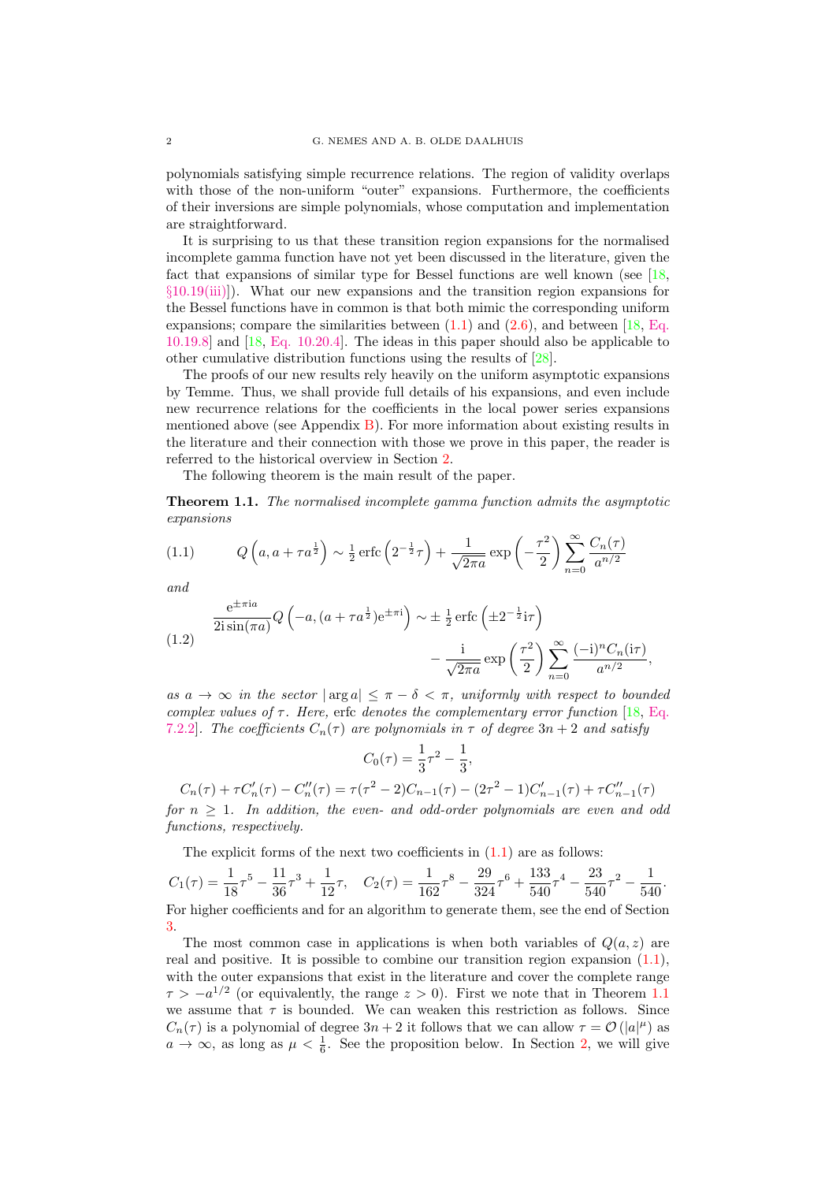polynomials satisfying simple recurrence relations. The region of validity overlaps with those of the non-uniform "outer" expansions. Furthermore, the coefficients of their inversions are simple polynomials, whose computation and implementation are straightforward.

It is surprising to us that these transition region expansions for the normalised incomplete gamma function have not yet been discussed in the literature, given the fact that expansions of similar type for Bessel functions are well known (see [18, §10.19(iii)]). What our new expansions and the transition region expansions for the Bessel functions have in common is that both mimic the corresponding uniform expansions; compare the similarities between (1.1) and (2.6), and between [18, Eq. 10.19.8] and [18, Eq. 10.20.4]. The ideas in this paper should also be applicable to other cumulative distribution functions using the results of [28].

The proofs of our new results rely heavily on the uniform asymptotic expansions by Temme. Thus, we shall provide full details of his expansions, and even include new recurrence relations for the coefficients in the local power series expansions mentioned above (see Appendix B). For more information about existing results in the literature and their connection with those we prove in this paper, the reader is referred to the historical overview in Section 2.

The following theorem is the main result of the paper.

**Theorem 1.1.** *The normalised incomplete gamma function admits the asymptotic expansions*

$$Q\left(a, a+\tau a^{\frac{1}{2}}\right) \sim \tfrac{1}{2}\operatorname{erfc}\left(2^{-\frac{1}{2}}\tau\right) + \frac{1}{\sqrt{2\pi a}}\exp\left(-\frac{\tau^2}{2}\right)\sum_{n=0}^{\infty}\frac{C_n(\tau)}{a^{n/2}} \tag{1.1}$$

*and*

$$\frac{\mathrm{e}^{\pm\pi\mathrm{i}a}}{2\mathrm{i}\sin(\pi a)}Q\left(-a,(a+\tau a^{\frac{1}{2}})\mathrm{e}^{\pm\pi\mathrm{i}}\right) \sim \pm\,\tfrac{1}{2}\operatorname{erfc}\left(\pm 2^{-\frac{1}{2}}\mathrm{i}\tau\right) - \frac{\mathrm{i}}{\sqrt{2\pi a}}\exp\left(\frac{\tau^2}{2}\right)\sum_{n=0}^{\infty}\frac{(-\mathrm{i})^n C_n(\mathrm{i}\tau)}{a^{n/2}}, \tag{1.2}$$

*as $a\to\infty$ in the sector $|\arg a|\le \pi-\delta<\pi$, uniformly with respect to bounded complex values of $\tau$. Here,* erfc *denotes the complementary error function [18, Eq. 7.2.2]. The coefficients $C_n(\tau)$ are polynomials in $\tau$ of degree $3n+2$ and satisfy*

$$C_0(\tau) = \frac{1}{3}\tau^2 - \frac{1}{3},$$

$$C_n(\tau) + \tau C_n'(\tau) - C_n''(\tau) = \tau(\tau^2-2)C_{n-1}(\tau) - (2\tau^2-1)C_{n-1}'(\tau) + \tau C_{n-1}''(\tau)$$

*for $n\ge 1$. In addition, the even- and odd-order polynomials are even and odd functions, respectively.*

The explicit forms of the next two coefficients in (1.1) are as follows:

$$C_1(\tau) = \frac{1}{18}\tau^5 - \frac{11}{36}\tau^3 + \frac{1}{12}\tau, \quad C_2(\tau) = \frac{1}{162}\tau^8 - \frac{29}{324}\tau^6 + \frac{133}{540}\tau^4 - \frac{23}{540}\tau^2 - \frac{1}{540}.$$

For higher coefficients and for an algorithm to generate them, see the end of Section 3.

The most common case in applications is when both variables of $Q(a,z)$ are real and positive. It is possible to combine our transition region expansion (1.1), with the outer expansions that exist in the literature and cover the complete range $\tau > -a^{1/2}$ (or equivalently, the range $z>0$). First we note that in Theorem 1.1 we assume that $\tau$ is bounded. We can weaken this restriction as follows. Since $C_n(\tau)$ is a polynomial of degree $3n+2$ it follows that we can allow $\tau = \mathcal{O}(|a|^{\mu})$ as $a\to\infty$, as long as $\mu<\frac{1}{6}$. See the proposition below. In Section 2, we will give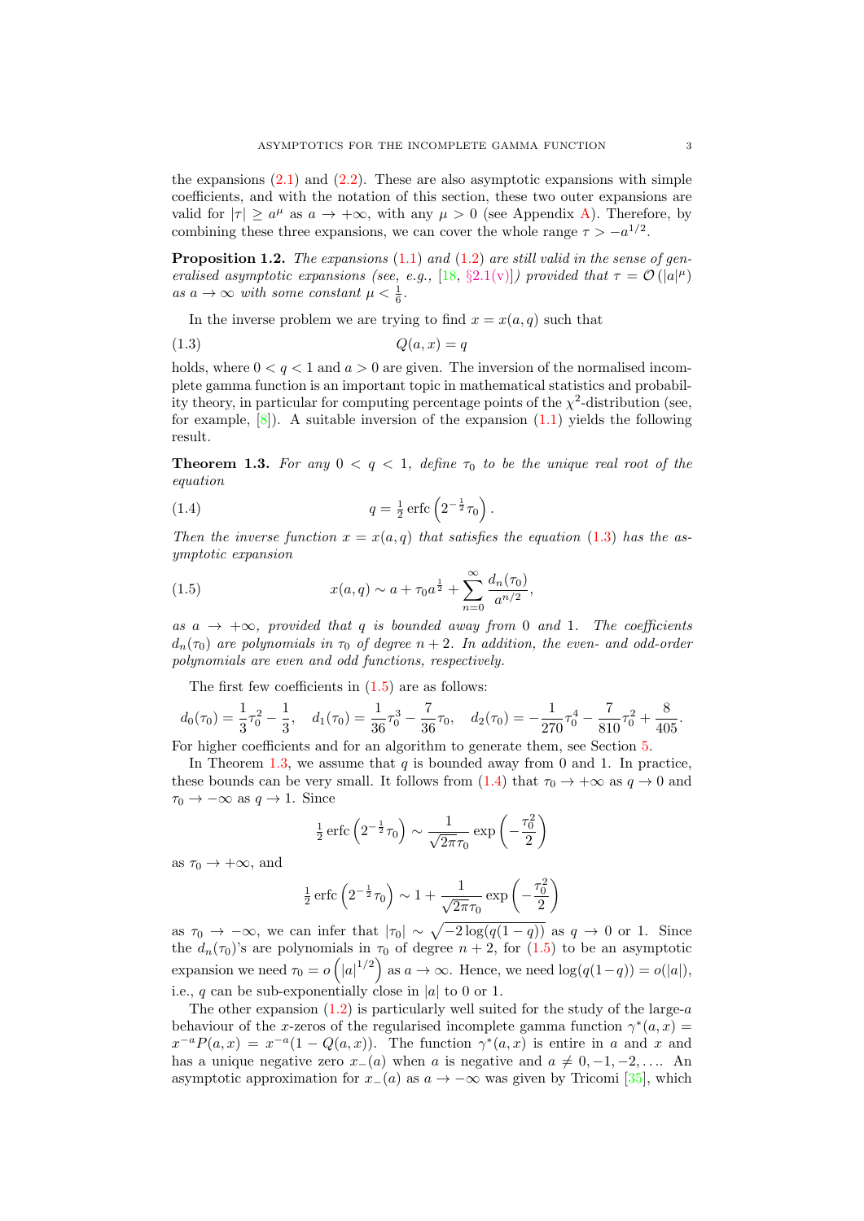the expansions (2.1) and (2.2). These are also asymptotic expansions with simple coefficients, and with the notation of this section, these two outer expansions are valid for $|\tau| \geq a^{\mu}$ as $a \to +\infty$, with any $\mu > 0$ (see Appendix A). Therefore, by combining these three expansions, we can cover the whole range $\tau > -a^{1/2}$.

**Proposition 1.2.** *The expansions (1.1) and (1.2) are still valid in the sense of generalised asymptotic expansions (see, e.g., [18, §2.1(v)]) provided that $\tau = \mathcal{O}(|a|^{\mu})$ as $a \to \infty$ with some constant $\mu < \frac{1}{6}$.*

In the inverse problem we are trying to find $x = x(a, q)$ such that

$$Q(a, x) = q \tag{1.3}$$

holds, where $0 < q < 1$ and $a > 0$ are given. The inversion of the normalised incomplete gamma function is an important topic in mathematical statistics and probability theory, in particular for computing percentage points of the $\chi^2$-distribution (see, for example, [8]). A suitable inversion of the expansion (1.1) yields the following result.

**Theorem 1.3.** *For any $0 < q < 1$, define $\tau_0$ to be the unique real root of the equation*

$$q = \tfrac{1}{2}\operatorname{erfc}\left(2^{-\frac{1}{2}}\tau_0\right). \tag{1.4}$$

*Then the inverse function $x = x(a, q)$ that satisfies the equation (1.3) has the asymptotic expansion*

$$x(a, q) \sim a + \tau_0 a^{\frac{1}{2}} + \sum_{n=0}^{\infty} \frac{d_n(\tau_0)}{a^{n/2}}, \tag{1.5}$$

*as $a \to +\infty$, provided that $q$ is bounded away from 0 and 1. The coefficients $d_n(\tau_0)$ are polynomials in $\tau_0$ of degree $n + 2$. In addition, the even- and odd-order polynomials are even and odd functions, respectively.*

The first few coefficients in (1.5) are as follows:

$$d_0(\tau_0) = \frac{1}{3}\tau_0^2 - \frac{1}{3}, \quad d_1(\tau_0) = \frac{1}{36}\tau_0^3 - \frac{7}{36}\tau_0, \quad d_2(\tau_0) = -\frac{1}{270}\tau_0^4 - \frac{7}{810}\tau_0^2 + \frac{8}{405}.$$

For higher coefficients and for an algorithm to generate them, see Section 5.

In Theorem 1.3, we assume that $q$ is bounded away from 0 and 1. In practice, these bounds can be very small. It follows from (1.4) that $\tau_0 \to +\infty$ as $q \to 0$ and $\tau_0 \to -\infty$ as $q \to 1$. Since

$$\tfrac{1}{2}\operatorname{erfc}\left(2^{-\frac{1}{2}}\tau_0\right) \sim \frac{1}{\sqrt{2\pi}\tau_0}\exp\left(-\frac{\tau_0^2}{2}\right)$$

as $\tau_0 \to +\infty$, and

$$\tfrac{1}{2}\operatorname{erfc}\left(2^{-\frac{1}{2}}\tau_0\right) \sim 1 + \frac{1}{\sqrt{2\pi}\tau_0}\exp\left(-\frac{\tau_0^2}{2}\right)$$

as $\tau_0 \to -\infty$, we can infer that $|\tau_0| \sim \sqrt{-2\log(q(1-q))}$ as $q \to 0$ or 1. Since the $d_n(\tau_0)$'s are polynomials in $\tau_0$ of degree $n + 2$, for (1.5) to be an asymptotic expansion we need $\tau_0 = o\left(|a|^{1/2}\right)$ as $a \to \infty$. Hence, we need $\log(q(1-q)) = o(|a|)$, i.e., $q$ can be sub-exponentially close in $|a|$ to 0 or 1.

The other expansion (1.2) is particularly well suited for the study of the large-$a$ behaviour of the $x$-zeros of the regularised incomplete gamma function $\gamma^*(a, x) = x^{-a}P(a, x) = x^{-a}(1 - Q(a, x))$. The function $\gamma^*(a, x)$ is entire in $a$ and $x$ and has a unique negative zero $x_-(a)$ when $a$ is negative and $a \neq 0, -1, -2, \ldots$. An asymptotic approximation for $x_-(a)$ as $a \to -\infty$ was given by Tricomi [35], which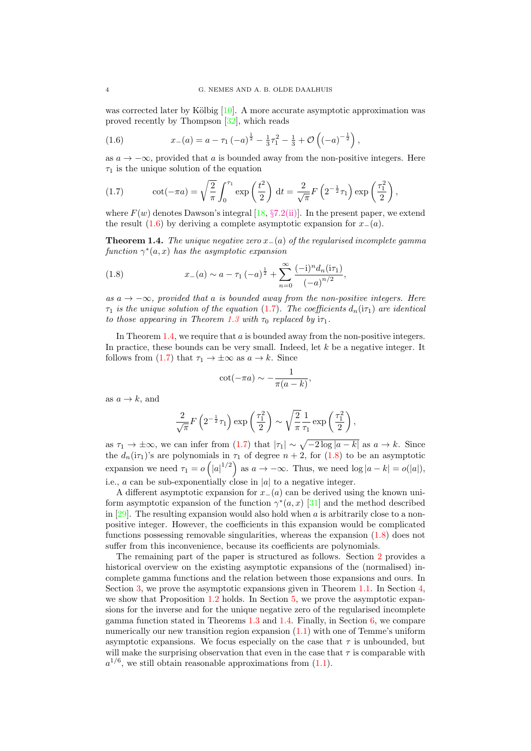was corrected later by Kölbig [10]. A more accurate asymptotic approximation was proved recently by Thompson [32], which reads

$$x_-(a) = a - \tau_1 (-a)^{\frac{1}{2}} - \tfrac{1}{3}\tau_1^2 - \tfrac{1}{3} + \mathcal{O}\left((-a)^{-\frac{1}{2}}\right), \tag{1.6}$$

as $a \to -\infty$, provided that $a$ is bounded away from the non-positive integers. Here $\tau_1$ is the unique solution of the equation

$$\cot(-\pi a) = \sqrt{\frac{2}{\pi}} \int_0^{\tau_1} \exp\left(\frac{t^2}{2}\right) \mathrm{d}t = \frac{2}{\sqrt{\pi}} F\left(2^{-\frac{1}{2}}\tau_1\right) \exp\left(\frac{\tau_1^2}{2}\right), \tag{1.7}$$

where $F(w)$ denotes Dawson's integral [18, §7.2(ii)]. In the present paper, we extend the result (1.6) by deriving a complete asymptotic expansion for $x_-(a)$.

**Theorem 1.4.** *The unique negative zero $x_-(a)$ of the regularised incomplete gamma function $\gamma^*(a, x)$ has the asymptotic expansion*

$$x_-(a) \sim a - \tau_1 (-a)^{\frac{1}{2}} + \sum_{n=0}^{\infty} \frac{(-\mathrm{i})^n d_n(\mathrm{i}\tau_1)}{(-a)^{n/2}}, \tag{1.8}$$

*as $a \to -\infty$, provided that $a$ is bounded away from the non-positive integers. Here $\tau_1$ is the unique solution of the equation (1.7). The coefficients $d_n(\mathrm{i}\tau_1)$ are identical to those appearing in Theorem 1.3 with $\tau_0$ replaced by $\mathrm{i}\tau_1$.*

In Theorem 1.4, we require that $a$ is bounded away from the non-positive integers. In practice, these bounds can be very small. Indeed, let $k$ be a negative integer. It follows from (1.7) that $\tau_1 \to \pm\infty$ as $a \to k$. Since

$$\cot(-\pi a) \sim -\frac{1}{\pi(a-k)},$$

as $a \to k$, and

$$\frac{2}{\sqrt{\pi}} F\left(2^{-\frac{1}{2}}\tau_1\right) \exp\left(\frac{\tau_1^2}{2}\right) \sim \sqrt{\frac{2}{\pi}} \frac{1}{\tau_1} \exp\left(\frac{\tau_1^2}{2}\right),$$

as $\tau_1 \to \pm\infty$, we can infer from (1.7) that $|\tau_1| \sim \sqrt{-2\log|a-k|}$ as $a \to k$. Since the $d_n(\mathrm{i}\tau_1)$'s are polynomials in $\tau_1$ of degree $n+2$, for (1.8) to be an asymptotic expansion we need $\tau_1 = o\left(|a|^{1/2}\right)$ as $a \to -\infty$. Thus, we need $\log|a-k| = o(|a|)$, i.e., $a$ can be sub-exponentially close in $|a|$ to a negative integer.

A different asymptotic expansion for $x_-(a)$ can be derived using the known uniform asymptotic expansion of the function $\gamma^*(a, x)$ [31] and the method described in [29]. The resulting expansion would also hold when $a$ is arbitrarily close to a non-positive integer. However, the coefficients in this expansion would be complicated functions possessing removable singularities, whereas the expansion (1.8) does not suffer from this inconvenience, because its coefficients are polynomials.

The remaining part of the paper is structured as follows. Section 2 provides a historical overview on the existing asymptotic expansions of the (normalised) incomplete gamma functions and the relation between those expansions and ours. In Section 3, we prove the asymptotic expansions given in Theorem 1.1. In Section 4, we show that Proposition 1.2 holds. In Section 5, we prove the asymptotic expansions for the inverse and for the unique negative zero of the regularised incomplete gamma function stated in Theorems 1.3 and 1.4. Finally, in Section 6, we compare numerically our new transition region expansion (1.1) with one of Temme's uniform asymptotic expansions. We focus especially on the case that $\tau$ is unbounded, but will make the surprising observation that even in the case that $\tau$ is comparable with $a^{1/6}$, we still obtain reasonable approximations from (1.1).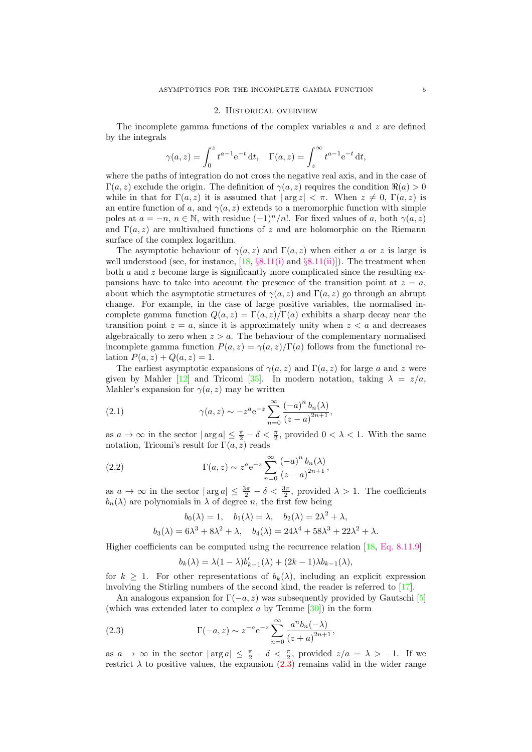## 2. Historical overview

The incomplete gamma functions of the complex variables $a$ and $z$ are defined by the integrals

$$\gamma(a,z) = \int_0^z t^{a-1}\mathrm{e}^{-t}\,\mathrm{d}t, \quad \Gamma(a,z) = \int_z^\infty t^{a-1}\mathrm{e}^{-t}\,\mathrm{d}t,$$

where the paths of integration do not cross the negative real axis, and in the case of $\Gamma(a,z)$ exclude the origin. The definition of $\gamma(a,z)$ requires the condition $\Re(a) > 0$ while in that for $\Gamma(a,z)$ it is assumed that $|\arg z| < \pi$. When $z \neq 0$, $\Gamma(a,z)$ is an entire function of $a$, and $\gamma(a,z)$ extends to a meromorphic function with simple poles at $a = -n$, $n \in \mathbb{N}$, with residue $(-1)^n/n!$. For fixed values of $a$, both $\gamma(a,z)$ and $\Gamma(a,z)$ are multivalued functions of $z$ and are holomorphic on the Riemann surface of the complex logarithm.

The asymptotic behaviour of $\gamma(a,z)$ and $\Gamma(a,z)$ when either $a$ or $z$ is large is well understood (see, for instance, [18, §8.11(i) and §8.11(ii)]). The treatment when both $a$ and $z$ become large is significantly more complicated since the resulting expansions have to take into account the presence of the transition point at $z = a$, about which the asymptotic structures of $\gamma(a,z)$ and $\Gamma(a,z)$ go through an abrupt change. For example, in the case of large positive variables, the normalised incomplete gamma function $Q(a,z) = \Gamma(a,z)/\Gamma(a)$ exhibits a sharp decay near the transition point $z = a$, since it is approximately unity when $z < a$ and decreases algebraically to zero when $z > a$. The behaviour of the complementary normalised incomplete gamma function $P(a,z) = \gamma(a,z)/\Gamma(a)$ follows from the functional relation $P(a,z) + Q(a,z) = 1$.

The earliest asymptotic expansions of $\gamma(a,z)$ and $\Gamma(a,z)$ for large $a$ and $z$ were given by Mahler [12] and Tricomi [35]. In modern notation, taking $\lambda = z/a$, Mahler's expansion for $\gamma(a,z)$ may be written

$$\gamma(a,z) \sim -z^a \mathrm{e}^{-z} \sum_{n=0}^{\infty} \frac{(-a)^n\, b_n(\lambda)}{(z-a)^{2n+1}}, \tag{2.1}$$

as $a \to \infty$ in the sector $|\arg a| \le \frac{\pi}{2} - \delta < \frac{\pi}{2}$, provided $0 < \lambda < 1$. With the same notation, Tricomi's result for $\Gamma(a,z)$ reads

$$\Gamma(a,z) \sim z^a \mathrm{e}^{-z} \sum_{n=0}^{\infty} \frac{(-a)^n\, b_n(\lambda)}{(z-a)^{2n+1}}, \tag{2.2}$$

as $a \to \infty$ in the sector $|\arg a| \le \frac{3\pi}{2} - \delta < \frac{3\pi}{2}$, provided $\lambda > 1$. The coefficients $b_n(\lambda)$ are polynomials in $\lambda$ of degree $n$, the first few being

$$b_0(\lambda) = 1, \quad b_1(\lambda) = \lambda, \quad b_2(\lambda) = 2\lambda^2 + \lambda,$$
$$b_3(\lambda) = 6\lambda^3 + 8\lambda^2 + \lambda, \quad b_4(\lambda) = 24\lambda^4 + 58\lambda^3 + 22\lambda^2 + \lambda.$$

Higher coefficients can be computed using the recurrence relation [18, Eq. 8.11.9]

$$b_k(\lambda) = \lambda(1-\lambda)b'_{k-1}(\lambda) + (2k-1)\lambda b_{k-1}(\lambda),$$

for $k \ge 1$. For other representations of $b_k(\lambda)$, including an explicit expression involving the Stirling numbers of the second kind, the reader is referred to [17].

An analogous expansion for $\Gamma(-a,z)$ was subsequently provided by Gautschi [5] (which was extended later to complex $a$ by Temme [30]) in the form

$$\Gamma(-a,z) \sim z^{-a}\mathrm{e}^{-z} \sum_{n=0}^{\infty} \frac{a^n b_n(-\lambda)}{(z+a)^{2n+1}}, \tag{2.3}$$

as $a \to \infty$ in the sector $|\arg a| \le \frac{\pi}{2} - \delta < \frac{\pi}{2}$, provided $z/a = \lambda > -1$. If we restrict $\lambda$ to positive values, the expansion (2.3) remains valid in the wider range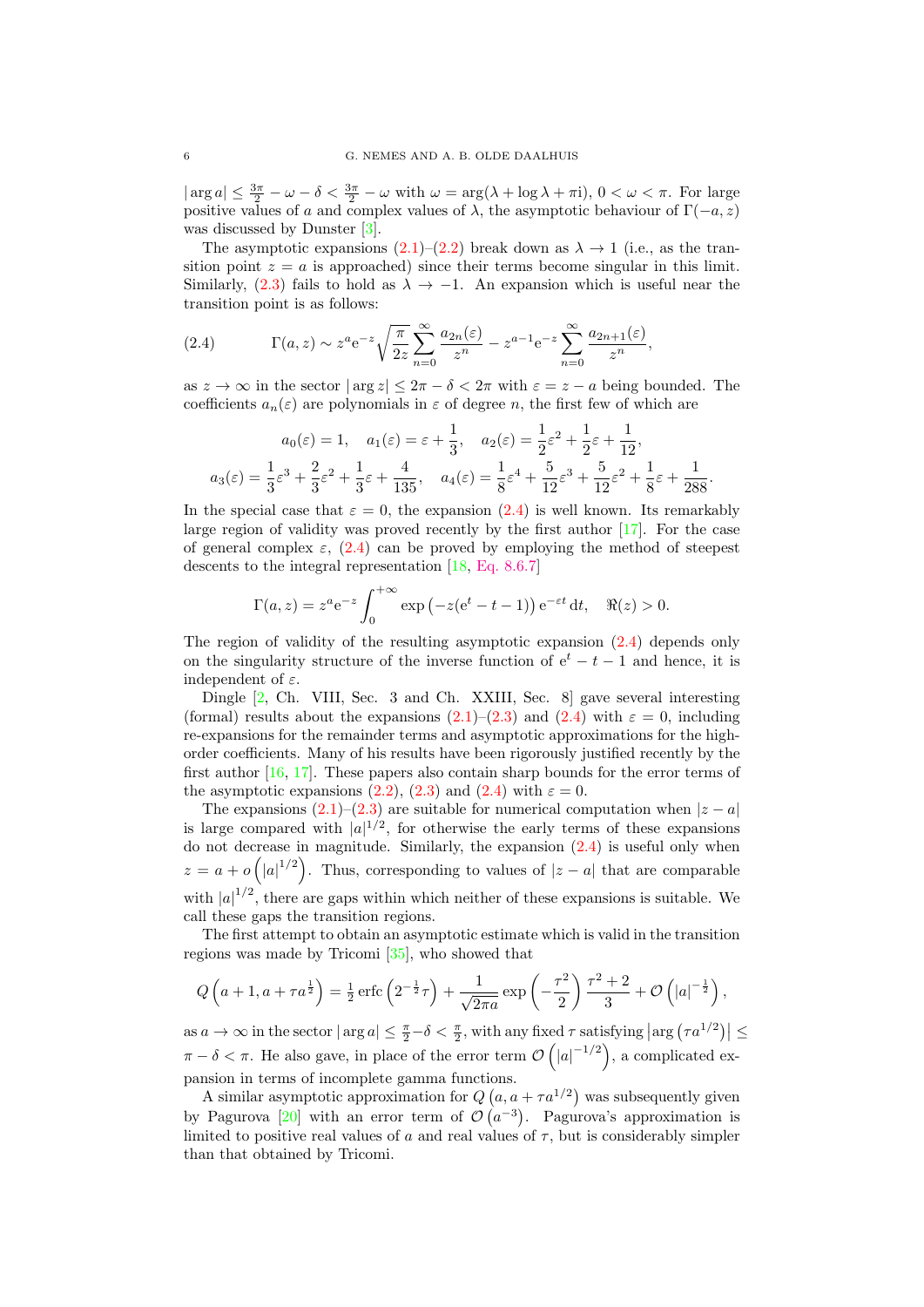$|\arg a| \le \frac{3\pi}{2} - \omega - \delta < \frac{3\pi}{2} - \omega$ with $\omega = \arg(\lambda + \log\lambda + \pi\mathrm{i})$, $0 < \omega < \pi$. For large positive values of $a$ and complex values of $\lambda$, the asymptotic behaviour of $\Gamma(-a, z)$ was discussed by Dunster [3].

The asymptotic expansions (2.1)–(2.2) break down as $\lambda \to 1$ (i.e., as the transition point $z = a$ is approached) since their terms become singular in this limit. Similarly, (2.3) fails to hold as $\lambda \to -1$. An expansion which is useful near the transition point is as follows:

$$\Gamma(a, z) \sim z^a \mathrm{e}^{-z} \sqrt{\frac{\pi}{2z}} \sum_{n=0}^{\infty} \frac{a_{2n}(\varepsilon)}{z^n} - z^{a-1} \mathrm{e}^{-z} \sum_{n=0}^{\infty} \frac{a_{2n+1}(\varepsilon)}{z^n}, \tag{2.4}$$

as $z \to \infty$ in the sector $|\arg z| \le 2\pi - \delta < 2\pi$ with $\varepsilon = z - a$ being bounded. The coefficients $a_n(\varepsilon)$ are polynomials in $\varepsilon$ of degree $n$, the first few of which are

$$a_0(\varepsilon) = 1, \quad a_1(\varepsilon) = \varepsilon + \frac{1}{3}, \quad a_2(\varepsilon) = \frac{1}{2}\varepsilon^2 + \frac{1}{2}\varepsilon + \frac{1}{12},$$
$$a_3(\varepsilon) = \frac{1}{3}\varepsilon^3 + \frac{2}{3}\varepsilon^2 + \frac{1}{3}\varepsilon + \frac{4}{135}, \quad a_4(\varepsilon) = \frac{1}{8}\varepsilon^4 + \frac{5}{12}\varepsilon^3 + \frac{5}{12}\varepsilon^2 + \frac{1}{8}\varepsilon + \frac{1}{288}.$$

In the special case that $\varepsilon = 0$, the expansion (2.4) is well known. Its remarkably large region of validity was proved recently by the first author [17]. For the case of general complex $\varepsilon$, (2.4) can be proved by employing the method of steepest descents to the integral representation [18, Eq. 8.6.7]

$$\Gamma(a, z) = z^a \mathrm{e}^{-z} \int_0^{+\infty} \exp\left(-z(\mathrm{e}^t - t - 1)\right) \mathrm{e}^{-\varepsilon t}\, \mathrm{d}t, \quad \Re(z) > 0.$$

The region of validity of the resulting asymptotic expansion (2.4) depends only on the singularity structure of the inverse function of $\mathrm{e}^t - t - 1$ and hence, it is independent of $\varepsilon$.

Dingle [2, Ch. VIII, Sec. 3 and Ch. XXIII, Sec. 8] gave several interesting (formal) results about the expansions (2.1)–(2.3) and (2.4) with $\varepsilon = 0$, including re-expansions for the remainder terms and asymptotic approximations for the high-order coefficients. Many of his results have been rigorously justified recently by the first author [16, 17]. These papers also contain sharp bounds for the error terms of the asymptotic expansions (2.2), (2.3) and (2.4) with $\varepsilon = 0$.

The expansions (2.1)–(2.3) are suitable for numerical computation when $|z - a|$ is large compared with $|a|^{1/2}$, for otherwise the early terms of these expansions do not decrease in magnitude. Similarly, the expansion (2.4) is useful only when $z = a + o\left(|a|^{1/2}\right)$. Thus, corresponding to values of $|z - a|$ that are comparable with $|a|^{1/2}$, there are gaps within which neither of these expansions is suitable. We call these gaps the transition regions.

The first attempt to obtain an asymptotic estimate which is valid in the transition regions was made by Tricomi [35], who showed that

$$Q\left(a+1, a+\tau a^{\frac{1}{2}}\right) = \tfrac{1}{2}\operatorname{erfc}\left(2^{-\frac{1}{2}}\tau\right) + \frac{1}{\sqrt{2\pi a}} \exp\left(-\frac{\tau^2}{2}\right) \frac{\tau^2 + 2}{3} + \mathcal{O}\left(|a|^{-\frac{1}{2}}\right),$$

as $a \to \infty$ in the sector $|\arg a| \le \frac{\pi}{2} - \delta < \frac{\pi}{2}$, with any fixed $\tau$ satisfying $\left|\arg\left(\tau a^{1/2}\right)\right| \le \pi - \delta < \pi$. He also gave, in place of the error term $\mathcal{O}\left(|a|^{-1/2}\right)$, a complicated expansion in terms of incomplete gamma functions.

A similar asymptotic approximation for $Q\left(a, a + \tau a^{1/2}\right)$ was subsequently given by Pagurova [20] with an error term of $\mathcal{O}\left(a^{-3}\right)$. Pagurova's approximation is limited to positive real values of $a$ and real values of $\tau$, but is considerably simpler than that obtained by Tricomi.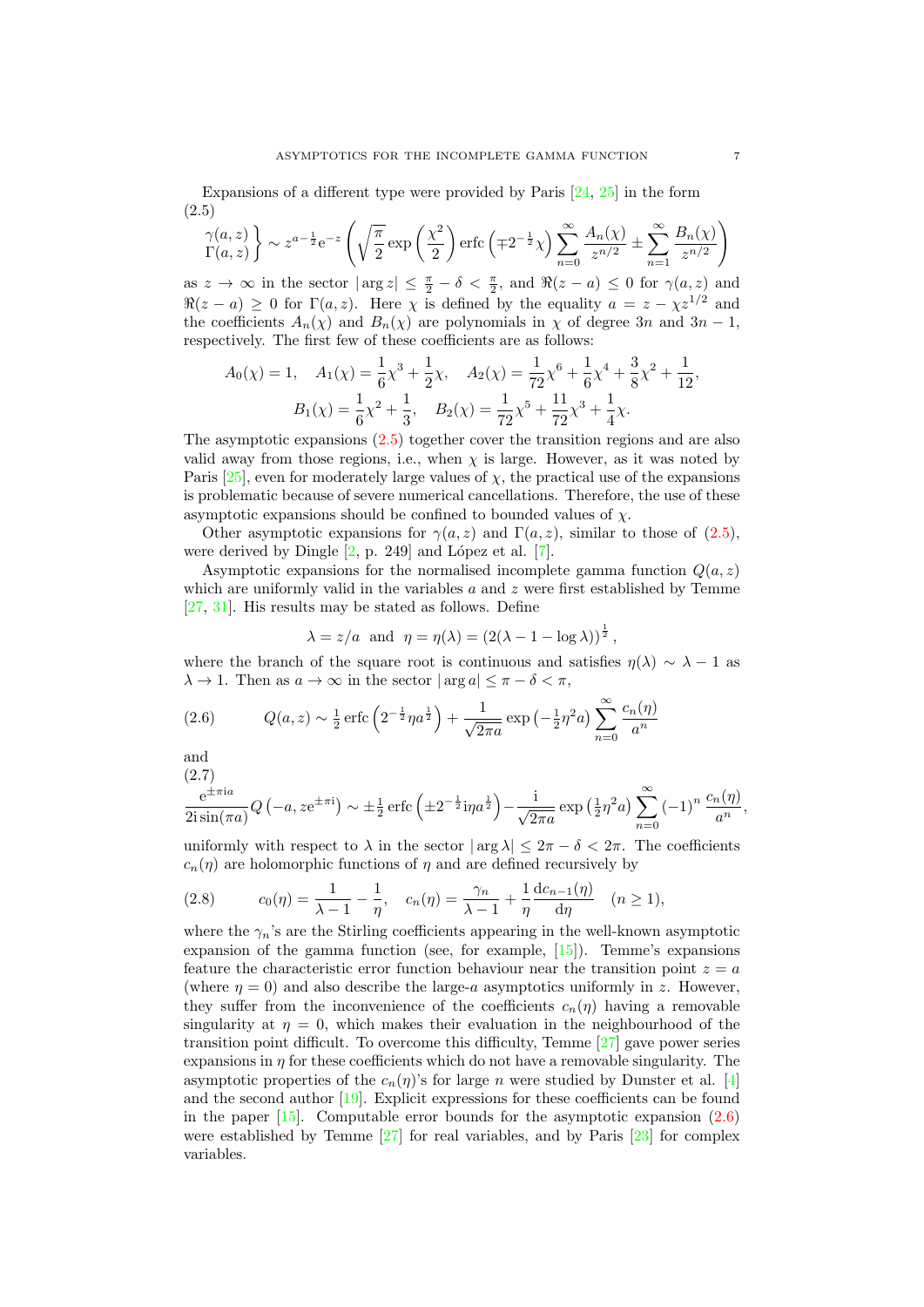Expansions of a different type were provided by Paris [24, 25] in the form

(2.5)
$$\left.\begin{array}{l}\gamma(a,z)\\ \Gamma(a,z)\end{array}\right\} \sim z^{a-\frac{1}{2}}\mathrm{e}^{-z}\left(\sqrt{\frac{\pi}{2}}\exp\left(\frac{\chi^2}{2}\right)\operatorname{erfc}\left(\mp 2^{-\frac{1}{2}}\chi\right)\sum_{n=0}^{\infty}\frac{A_n(\chi)}{z^{n/2}} \pm \sum_{n=1}^{\infty}\frac{B_n(\chi)}{z^{n/2}}\right)$$

as $z \to \infty$ in the sector $|\arg z| \le \frac{\pi}{2} - \delta < \frac{\pi}{2}$, and $\Re(z-a) \le 0$ for $\gamma(a,z)$ and $\Re(z-a) \ge 0$ for $\Gamma(a,z)$. Here $\chi$ is defined by the equality $a = z - \chi z^{1/2}$ and the coefficients $A_n(\chi)$ and $B_n(\chi)$ are polynomials in $\chi$ of degree $3n$ and $3n-1$, respectively. The first few of these coefficients are as follows:

$$A_0(\chi) = 1, \quad A_1(\chi) = \frac{1}{6}\chi^3 + \frac{1}{2}\chi, \quad A_2(\chi) = \frac{1}{72}\chi^6 + \frac{1}{6}\chi^4 + \frac{3}{8}\chi^2 + \frac{1}{12},$$
$$B_1(\chi) = \frac{1}{6}\chi^2 + \frac{1}{3}, \quad B_2(\chi) = \frac{1}{72}\chi^5 + \frac{11}{72}\chi^3 + \frac{1}{4}\chi.$$

The asymptotic expansions (2.5) together cover the transition regions and are also valid away from those regions, i.e., when $\chi$ is large. However, as it was noted by Paris [25], even for moderately large values of $\chi$, the practical use of the expansions is problematic because of severe numerical cancellations. Therefore, the use of these asymptotic expansions should be confined to bounded values of $\chi$.

Other asymptotic expansions for $\gamma(a,z)$ and $\Gamma(a,z)$, similar to those of (2.5), were derived by Dingle [2, p. 249] and López et al. [7].

Asymptotic expansions for the normalised incomplete gamma function $Q(a,z)$ which are uniformly valid in the variables $a$ and $z$ were first established by Temme [27, 31]. His results may be stated as follows. Define

$$\lambda = z/a \ \text{ and } \ \eta = \eta(\lambda) = \left(2(\lambda - 1 - \log\lambda)\right)^{\frac{1}{2}},$$

where the branch of the square root is continuous and satisfies $\eta(\lambda) \sim \lambda - 1$ as $\lambda \to 1$. Then as $a \to \infty$ in the sector $|\arg a| \le \pi - \delta < \pi$,

$$Q(a,z) \sim \tfrac{1}{2}\operatorname{erfc}\left(2^{-\frac{1}{2}}\eta a^{\frac{1}{2}}\right) + \frac{1}{\sqrt{2\pi a}}\exp\left(-\tfrac{1}{2}\eta^2 a\right)\sum_{n=0}^{\infty}\frac{c_n(\eta)}{a^n} \tag{2.6}$$

and

(2.7)
$$\frac{\mathrm{e}^{\pm\pi\mathrm{i}a}}{2\mathrm{i}\sin(\pi a)}Q\left(-a, z\mathrm{e}^{\pm\pi\mathrm{i}}\right) \sim \pm\tfrac{1}{2}\operatorname{erfc}\left(\pm 2^{-\frac{1}{2}}\mathrm{i}\eta a^{\frac{1}{2}}\right) - \frac{\mathrm{i}}{\sqrt{2\pi a}}\exp\left(\tfrac{1}{2}\eta^2 a\right)\sum_{n=0}^{\infty}(-1)^n\frac{c_n(\eta)}{a^n},$$

uniformly with respect to $\lambda$ in the sector $|\arg\lambda| \le 2\pi - \delta < 2\pi$. The coefficients $c_n(\eta)$ are holomorphic functions of $\eta$ and are defined recursively by

$$c_0(\eta) = \frac{1}{\lambda - 1} - \frac{1}{\eta}, \quad c_n(\eta) = \frac{\gamma_n}{\lambda - 1} + \frac{1}{\eta}\frac{\mathrm{d}c_{n-1}(\eta)}{\mathrm{d}\eta} \quad (n \ge 1), \tag{2.8}$$

where the $\gamma_n$'s are the Stirling coefficients appearing in the well-known asymptotic expansion of the gamma function (see, for example, [15]). Temme's expansions feature the characteristic error function behaviour near the transition point $z = a$ (where $\eta = 0$) and also describe the large-$a$ asymptotics uniformly in $z$. However, they suffer from the inconvenience of the coefficients $c_n(\eta)$ having a removable singularity at $\eta = 0$, which makes their evaluation in the neighbourhood of the transition point difficult. To overcome this difficulty, Temme [27] gave power series expansions in $\eta$ for these coefficients which do not have a removable singularity. The asymptotic properties of the $c_n(\eta)$'s for large $n$ were studied by Dunster et al. [4] and the second author [19]. Explicit expressions for these coefficients can be found in the paper [15]. Computable error bounds for the asymptotic expansion (2.6) were established by Temme [27] for real variables, and by Paris [23] for complex variables.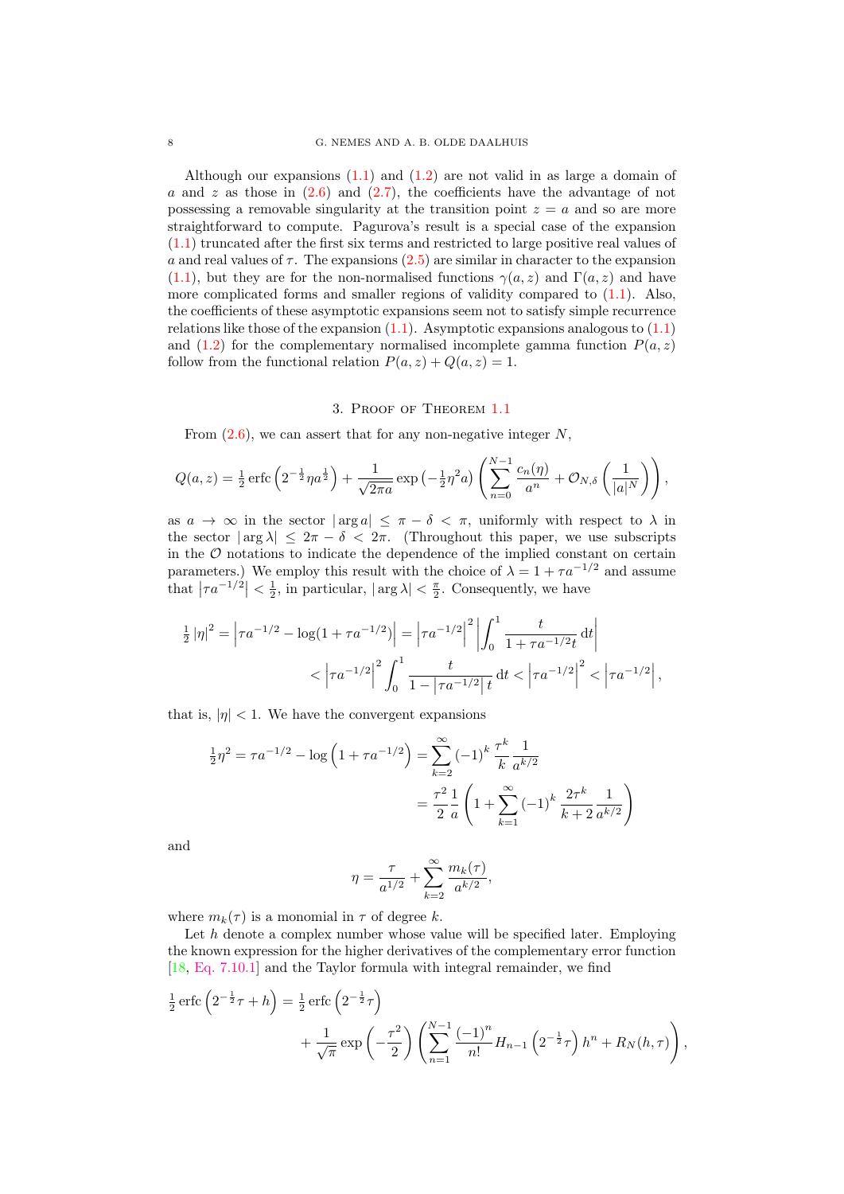Although our expansions (1.1) and (1.2) are not valid in as large a domain of $a$ and $z$ as those in (2.6) and (2.7), the coefficients have the advantage of not possessing a removable singularity at the transition point $z = a$ and so are more straightforward to compute. Pagurova's result is a special case of the expansion (1.1) truncated after the first six terms and restricted to large positive real values of $a$ and real values of $\tau$. The expansions (2.5) are similar in character to the expansion (1.1), but they are for the non-normalised functions $\gamma(a,z)$ and $\Gamma(a,z)$ and have more complicated forms and smaller regions of validity compared to (1.1). Also, the coefficients of these asymptotic expansions seem not to satisfy simple recurrence relations like those of the expansion (1.1). Asymptotic expansions analogous to (1.1) and (1.2) for the complementary normalised incomplete gamma function $P(a,z)$ follow from the functional relation $P(a,z) + Q(a,z) = 1$.

## 3. Proof of Theorem 1.1

From (2.6), we can assert that for any non-negative integer $N$,

$$Q(a,z) = \tfrac{1}{2}\operatorname{erfc}\left(2^{-\frac{1}{2}}\eta a^{\frac{1}{2}}\right) + \frac{1}{\sqrt{2\pi a}}\exp\left(-\tfrac{1}{2}\eta^2 a\right)\left(\sum_{n=0}^{N-1}\frac{c_n(\eta)}{a^n} + \mathcal{O}_{N,\delta}\left(\frac{1}{|a|^N}\right)\right),$$

as $a \to \infty$ in the sector $|\arg a| \le \pi - \delta < \pi$, uniformly with respect to $\lambda$ in the sector $|\arg\lambda| \le 2\pi - \delta < 2\pi$. (Throughout this paper, we use subscripts in the $\mathcal{O}$ notations to indicate the dependence of the implied constant on certain parameters.) We employ this result with the choice of $\lambda = 1 + \tau a^{-1/2}$ and assume that $\left|\tau a^{-1/2}\right| < \frac{1}{2}$, in particular, $|\arg\lambda| < \frac{\pi}{2}$. Consequently, we have

$$\begin{aligned}\tfrac{1}{2}|\eta|^2 = \left|\tau a^{-1/2} - \log(1+\tau a^{-1/2})\right| &= \left|\tau a^{-1/2}\right|^2\left|\int_0^1 \frac{t}{1+\tau a^{-1/2}t}\,\mathrm{d}t\right| \\ &< \left|\tau a^{-1/2}\right|^2\int_0^1\frac{t}{1-\left|\tau a^{-1/2}\right|t}\,\mathrm{d}t < \left|\tau a^{-1/2}\right|^2 < \left|\tau a^{-1/2}\right|,\end{aligned}$$

that is, $|\eta| < 1$. We have the convergent expansions

$$\begin{aligned}\tfrac{1}{2}\eta^2 = \tau a^{-1/2} - \log\left(1+\tau a^{-1/2}\right) &= \sum_{k=2}^{\infty}(-1)^k\frac{\tau^k}{k}\frac{1}{a^{k/2}} \\ &= \frac{\tau^2}{2}\frac{1}{a}\left(1 + \sum_{k=1}^{\infty}(-1)^k\frac{2\tau^k}{k+2}\frac{1}{a^{k/2}}\right)\end{aligned}$$

and

$$\eta = \frac{\tau}{a^{1/2}} + \sum_{k=2}^{\infty}\frac{m_k(\tau)}{a^{k/2}},$$

where $m_k(\tau)$ is a monomial in $\tau$ of degree $k$.

Let $h$ denote a complex number whose value will be specified later. Employing the known expression for the higher derivatives of the complementary error function [18, Eq. 7.10.1] and the Taylor formula with integral remainder, we find

$$\tfrac{1}{2}\operatorname{erfc}\left(2^{-\frac{1}{2}}\tau + h\right) = \tfrac{1}{2}\operatorname{erfc}\left(2^{-\frac{1}{2}}\tau\right) + \frac{1}{\sqrt{\pi}}\exp\left(-\frac{\tau^2}{2}\right)\left(\sum_{n=1}^{N-1}\frac{(-1)^n}{n!}H_{n-1}\left(2^{-\frac{1}{2}}\tau\right)h^n + R_N(h,\tau)\right),$$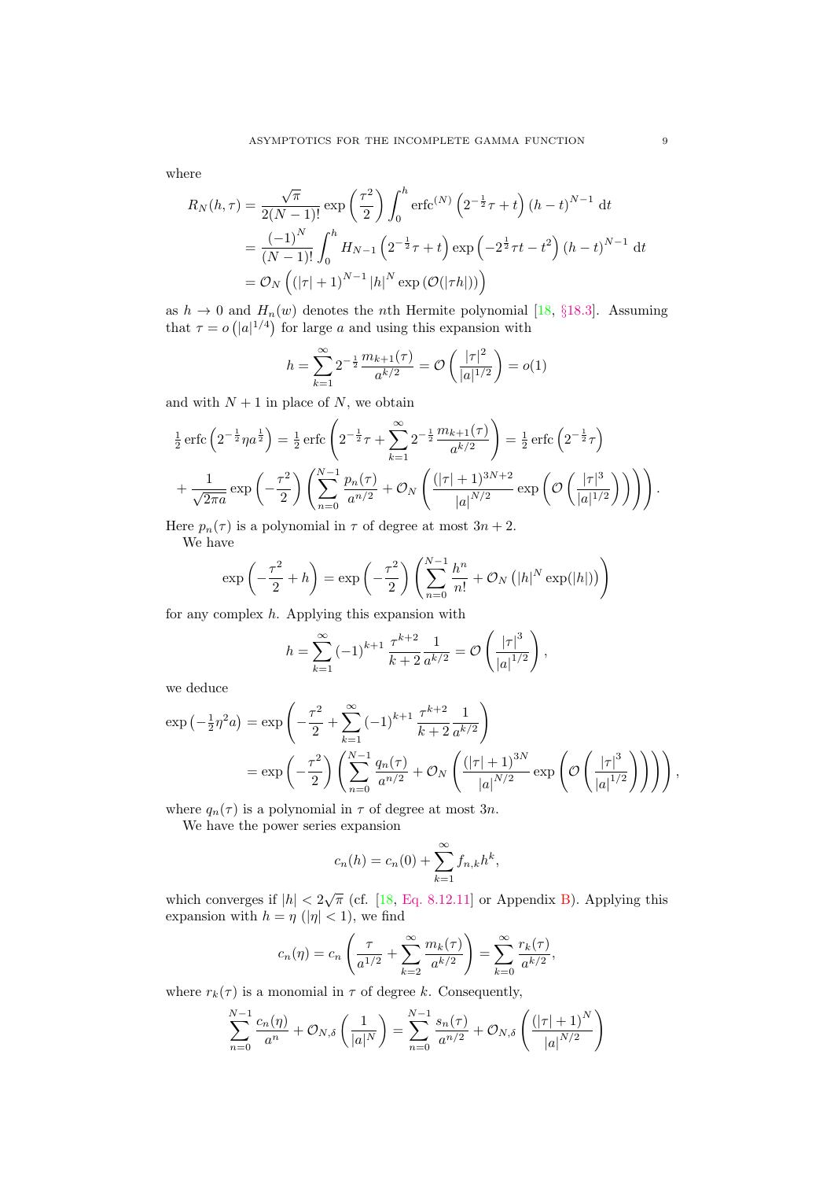where

$$
\begin{aligned}
R_N(h,\tau) &= \frac{\sqrt{\pi}}{2(N-1)!}\exp\left(\frac{\tau^2}{2}\right)\int_0^h \operatorname{erfc}^{(N)}\left(2^{-\frac{1}{2}}\tau + t\right)(h-t)^{N-1}\,\mathrm{d}t \\
&= \frac{(-1)^N}{(N-1)!}\int_0^h H_{N-1}\left(2^{-\frac{1}{2}}\tau + t\right)\exp\left(-2^{\frac{1}{2}}\tau t - t^2\right)(h-t)^{N-1}\,\mathrm{d}t \\
&= \mathcal{O}_N\left((|\tau|+1)^{N-1}|h|^N\exp\left(\mathcal{O}(|\tau h|)\right)\right)
\end{aligned}
$$

as $h \to 0$ and $H_n(w)$ denotes the $n$th Hermite polynomial [18, §18.3]. Assuming that $\tau = o\left(|a|^{1/4}\right)$ for large $a$ and using this expansion with

$$
h = \sum_{k=1}^{\infty} 2^{-\frac{1}{2}}\frac{m_{k+1}(\tau)}{a^{k/2}} = \mathcal{O}\left(\frac{|\tau|^2}{|a|^{1/2}}\right) = o(1)
$$

and with $N+1$ in place of $N$, we obtain

$$
\begin{aligned}
&\tfrac{1}{2}\operatorname{erfc}\left(2^{-\frac{1}{2}}\eta a^{\frac{1}{2}}\right) = \tfrac{1}{2}\operatorname{erfc}\left(2^{-\frac{1}{2}}\tau + \sum_{k=1}^{\infty} 2^{-\frac{1}{2}}\frac{m_{k+1}(\tau)}{a^{k/2}}\right) = \tfrac{1}{2}\operatorname{erfc}\left(2^{-\frac{1}{2}}\tau\right) \\
&+ \frac{1}{\sqrt{2\pi a}}\exp\left(-\frac{\tau^2}{2}\right)\left(\sum_{n=0}^{N-1}\frac{p_n(\tau)}{a^{n/2}} + \mathcal{O}_N\left(\frac{(|\tau|+1)^{3N+2}}{|a|^{N/2}}\exp\left(\mathcal{O}\left(\frac{|\tau|^3}{|a|^{1/2}}\right)\right)\right)\right).
\end{aligned}
$$

Here $p_n(\tau)$ is a polynomial in $\tau$ of degree at most $3n+2$.

We have

$$
\exp\left(-\frac{\tau^2}{2} + h\right) = \exp\left(-\frac{\tau^2}{2}\right)\left(\sum_{n=0}^{N-1}\frac{h^n}{n!} + \mathcal{O}_N\left(|h|^N\exp(|h|)\right)\right)
$$

for any complex $h$. Applying this expansion with

$$
h = \sum_{k=1}^{\infty}(-1)^{k+1}\frac{\tau^{k+2}}{k+2}\frac{1}{a^{k/2}} = \mathcal{O}\left(\frac{|\tau|^3}{|a|^{1/2}}\right),
$$

we deduce

$$
\begin{aligned}
\exp\left(-\tfrac{1}{2}\eta^2 a\right) &= \exp\left(-\frac{\tau^2}{2} + \sum_{k=1}^{\infty}(-1)^{k+1}\frac{\tau^{k+2}}{k+2}\frac{1}{a^{k/2}}\right) \\
&= \exp\left(-\frac{\tau^2}{2}\right)\left(\sum_{n=0}^{N-1}\frac{q_n(\tau)}{a^{n/2}} + \mathcal{O}_N\left(\frac{(|\tau|+1)^{3N}}{|a|^{N/2}}\exp\left(\mathcal{O}\left(\frac{|\tau|^3}{|a|^{1/2}}\right)\right)\right)\right),
\end{aligned}
$$

where $q_n(\tau)$ is a polynomial in $\tau$ of degree at most $3n$.

We have the power series expansion

$$
c_n(h) = c_n(0) + \sum_{k=1}^{\infty} f_{n,k}h^k,
$$

which converges if $|h| < 2\sqrt{\pi}$ (cf. [18, Eq. 8.12.11] or Appendix B). Applying this expansion with $h = \eta$ ($|\eta| < 1$), we find

$$
c_n(\eta) = c_n\left(\frac{\tau}{a^{1/2}} + \sum_{k=2}^{\infty}\frac{m_k(\tau)}{a^{k/2}}\right) = \sum_{k=0}^{\infty}\frac{r_k(\tau)}{a^{k/2}},
$$

where $r_k(\tau)$ is a monomial in $\tau$ of degree $k$. Consequently,

$$
\sum_{n=0}^{N-1}\frac{c_n(\eta)}{a^n} + \mathcal{O}_{N,\delta}\left(\frac{1}{|a|^N}\right) = \sum_{n=0}^{N-1}\frac{s_n(\tau)}{a^{n/2}} + \mathcal{O}_{N,\delta}\left(\frac{(|\tau|+1)^N}{|a|^{N/2}}\right)
$$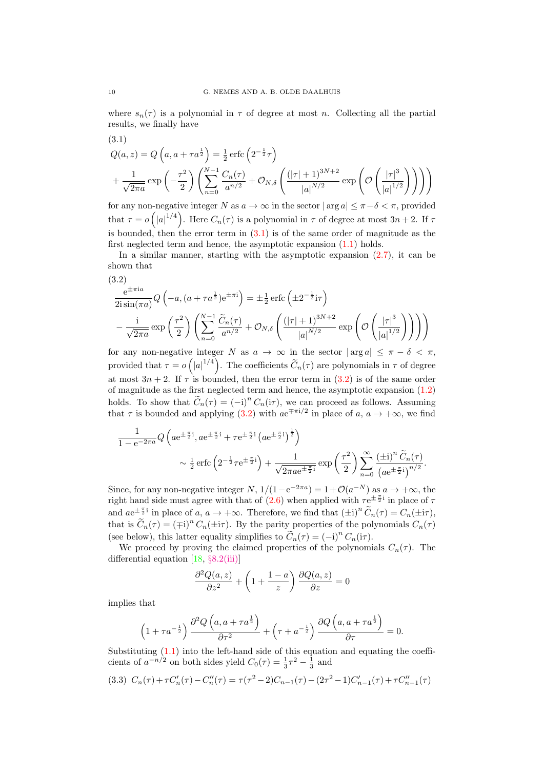where $s_n(\tau)$ is a polynomial in $\tau$ of degree at most $n$. Collecting all the partial results, we finally have

(3.1)
$$
\begin{gathered}
Q(a,z) = Q\left(a, a + \tau a^{\frac{1}{2}}\right) = \tfrac{1}{2}\operatorname{erfc}\left(2^{-\frac{1}{2}}\tau\right) \\
+ \frac{1}{\sqrt{2\pi a}}\exp\left(-\frac{\tau^2}{2}\right)\left(\sum_{n=0}^{N-1}\frac{C_n(\tau)}{a^{n/2}} + \mathcal{O}_{N,\delta}\left(\frac{(|\tau|+1)^{3N+2}}{|a|^{N/2}}\exp\left(\mathcal{O}\left(\frac{|\tau|^3}{|a|^{1/2}}\right)\right)\right)\right)
\end{gathered}
$$

for any non-negative integer $N$ as $a \to \infty$ in the sector $|\arg a| \le \pi - \delta < \pi$, provided that $\tau = o\left(|a|^{1/4}\right)$. Here $C_n(\tau)$ is a polynomial in $\tau$ of degree at most $3n+2$. If $\tau$ is bounded, then the error term in (3.1) is of the same order of magnitude as the first neglected term and hence, the asymptotic expansion (1.1) holds.

In a similar manner, starting with the asymptotic expansion (2.7), it can be shown that

(3.2)
$$
\begin{gathered}
\frac{\mathrm{e}^{\pm\pi\mathrm{i}a}}{2\mathrm{i}\sin(\pi a)} Q\left(-a, (a + \tau a^{\frac{1}{2}})\mathrm{e}^{\pm\pi\mathrm{i}}\right) = \pm\tfrac{1}{2}\operatorname{erfc}\left(\pm 2^{-\frac{1}{2}}\mathrm{i}\tau\right) \\
- \frac{\mathrm{i}}{\sqrt{2\pi a}}\exp\left(\frac{\tau^2}{2}\right)\left(\sum_{n=0}^{N-1}\frac{\widetilde{C}_n(\tau)}{a^{n/2}} + \mathcal{O}_{N,\delta}\left(\frac{(|\tau|+1)^{3N+2}}{|a|^{N/2}}\exp\left(\mathcal{O}\left(\frac{|\tau|^3}{|a|^{1/2}}\right)\right)\right)\right)
\end{gathered}
$$

for any non-negative integer $N$ as $a \to \infty$ in the sector $|\arg a| \le \pi - \delta < \pi$, provided that $\tau = o\left(|a|^{1/4}\right)$. The coefficients $\widetilde{C}_n(\tau)$ are polynomials in $\tau$ of degree at most $3n+2$. If $\tau$ is bounded, then the error term in (3.2) is of the same order of magnitude as the first neglected term and hence, the asymptotic expansion (1.2) holds. To show that $\widetilde{C}_n(\tau) = (-\mathrm{i})^n C_n(\mathrm{i}\tau)$, we can proceed as follows. Assuming that $\tau$ is bounded and applying (3.2) with $a\mathrm{e}^{\mp\pi\mathrm{i}/2}$ in place of $a$, $a \to +\infty$, we find

$$
\begin{gathered}
\frac{1}{1-\mathrm{e}^{-2\pi a}} Q\left(a\mathrm{e}^{\pm\frac{\pi}{2}\mathrm{i}}, a\mathrm{e}^{\pm\frac{\pi}{2}\mathrm{i}} + \tau\mathrm{e}^{\pm\frac{\pi}{2}\mathrm{i}}\left(a\mathrm{e}^{\pm\frac{\pi}{2}\mathrm{i}}\right)^{\frac{1}{2}}\right) \\
\sim \tfrac{1}{2}\operatorname{erfc}\left(2^{-\frac{1}{2}}\tau\mathrm{e}^{\pm\frac{\pi}{2}\mathrm{i}}\right) + \frac{1}{\sqrt{2\pi a\mathrm{e}^{\pm\frac{\pi}{2}\mathrm{i}}}}\exp\left(\frac{\tau^2}{2}\right)\sum_{n=0}^{\infty}\frac{(\pm\mathrm{i})^n\,\widetilde{C}_n(\tau)}{\left(a\mathrm{e}^{\pm\frac{\pi}{2}\mathrm{i}}\right)^{n/2}}.
\end{gathered}
$$

Since, for any non-negative integer $N$, $1/(1-\mathrm{e}^{-2\pi a}) = 1 + \mathcal{O}(a^{-N})$ as $a \to +\infty$, the right hand side must agree with that of (2.6) when applied with $\tau\mathrm{e}^{\pm\frac{\pi}{2}\mathrm{i}}$ in place of $\tau$ and $a\mathrm{e}^{\pm\frac{\pi}{2}\mathrm{i}}$ in place of $a$, $a \to +\infty$. Therefore, we find that $(\pm\mathrm{i})^n\,\widetilde{C}_n(\tau) = C_n(\pm\mathrm{i}\tau)$, that is $\widetilde{C}_n(\tau) = (\mp\mathrm{i})^n C_n(\pm\mathrm{i}\tau)$. By the parity properties of the polynomials $C_n(\tau)$ (see below), this latter equality simplifies to $\widetilde{C}_n(\tau) = (-\mathrm{i})^n C_n(\mathrm{i}\tau)$.

We proceed by proving the claimed properties of the polynomials $C_n(\tau)$. The differential equation [18, §8.2(iii)]

$$
\frac{\partial^2 Q(a,z)}{\partial z^2} + \left(1 + \frac{1-a}{z}\right)\frac{\partial Q(a,z)}{\partial z} = 0
$$

implies that

$$
\left(1 + \tau a^{-\frac{1}{2}}\right)\frac{\partial^2 Q\left(a, a + \tau a^{\frac{1}{2}}\right)}{\partial \tau^2} + \left(\tau + a^{-\frac{1}{2}}\right)\frac{\partial Q\left(a, a + \tau a^{\frac{1}{2}}\right)}{\partial \tau} = 0.
$$

Substituting (1.1) into the left-hand side of this equation and equating the coefficients of $a^{-n/2}$ on both sides yield $C_0(\tau) = \frac{1}{3}\tau^2 - \frac{1}{3}$ and

(3.3) $$C_n(\tau) + \tau C_n'(\tau) - C_n''(\tau) = \tau(\tau^2 - 2)C_{n-1}(\tau) - (2\tau^2 - 1)C_{n-1}'(\tau) + \tau C_{n-1}''(\tau)$$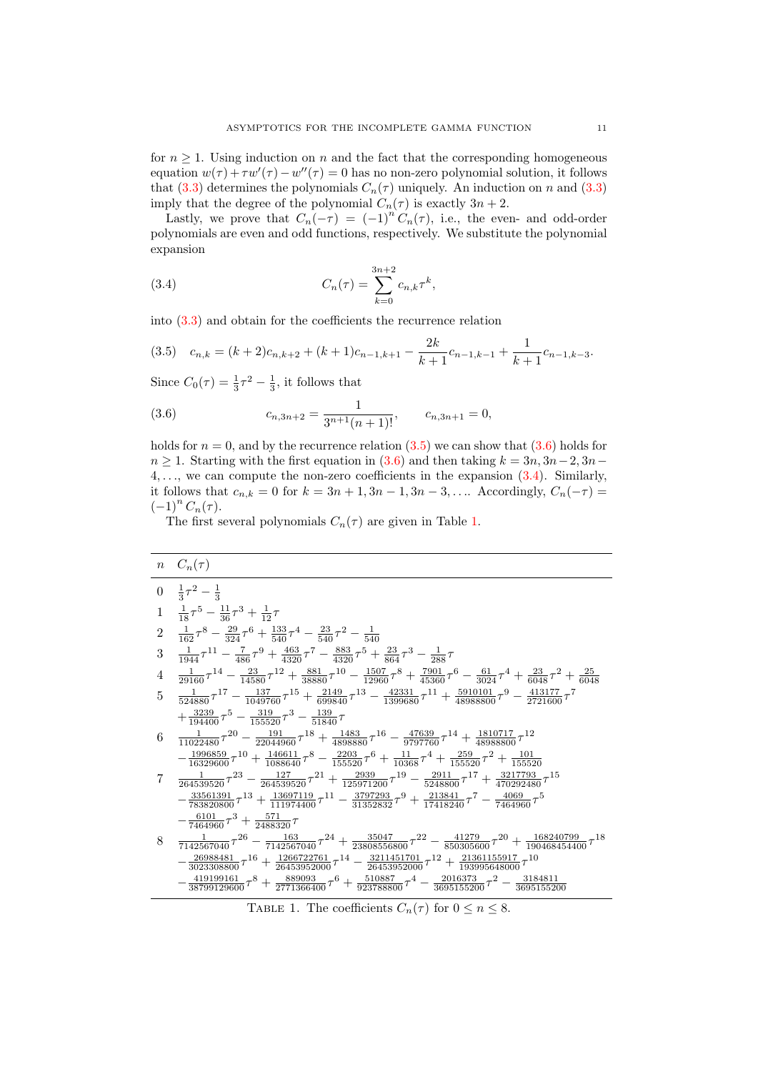for $n \geq 1$. Using induction on $n$ and the fact that the corresponding homogeneous equation $w(\tau) + \tau w'(\tau) - w''(\tau) = 0$ has no non-zero polynomial solution, it follows that (3.3) determines the polynomials $C_n(\tau)$ uniquely. An induction on $n$ and (3.3) imply that the degree of the polynomial $C_n(\tau)$ is exactly $3n+2$.

Lastly, we prove that $C_n(-\tau) = (-1)^n C_n(\tau)$, i.e., the even- and odd-order polynomials are even and odd functions, respectively. We substitute the polynomial expansion

$$C_n(\tau) = \sum_{k=0}^{3n+2} c_{n,k}\tau^k, \tag{3.4}$$

into (3.3) and obtain for the coefficients the recurrence relation

$$c_{n,k} = (k+2)c_{n,k+2} + (k+1)c_{n-1,k+1} - \frac{2k}{k+1}c_{n-1,k-1} + \frac{1}{k+1}c_{n-1,k-3}. \tag{3.5}$$

Since $C_0(\tau) = \frac{1}{3}\tau^2 - \frac{1}{3}$, it follows that

$$c_{n,3n+2} = \frac{1}{3^{n+1}(n+1)!}, \qquad c_{n,3n+1} = 0, \tag{3.6}$$

holds for $n = 0$, and by the recurrence relation (3.5) we can show that (3.6) holds for $n \geq 1$. Starting with the first equation in (3.6) and then taking $k = 3n, 3n-2, 3n-4, \ldots$, we can compute the non-zero coefficients in the expansion (3.4). Similarly, it follows that $c_{n,k} = 0$ for $k = 3n+1, 3n-1, 3n-3, \ldots$. Accordingly, $C_n(-\tau) = (-1)^n C_n(\tau)$.

The first several polynomials $C_n(\tau)$ are given in Table 1.

| $n$ | $C_n(\tau)$ |
|---|---|
| 0 | $\frac{1}{3}\tau^2 - \frac{1}{3}$ |
| 1 | $\frac{1}{18}\tau^5 - \frac{11}{36}\tau^3 + \frac{1}{12}\tau$ |
| 2 | $\frac{1}{162}\tau^8 - \frac{29}{324}\tau^6 + \frac{133}{540}\tau^4 - \frac{23}{540}\tau^2 - \frac{1}{540}$ |
| 3 | $\frac{1}{1944}\tau^{11} - \frac{7}{486}\tau^9 + \frac{463}{4320}\tau^7 - \frac{883}{4320}\tau^5 + \frac{23}{864}\tau^3 - \frac{1}{288}\tau$ |
| 4 | $\frac{1}{29160}\tau^{14} - \frac{23}{14580}\tau^{12} + \frac{881}{38880}\tau^{10} - \frac{1507}{12960}\tau^8 + \frac{7901}{45360}\tau^6 - \frac{61}{3024}\tau^4 + \frac{23}{6048}\tau^2 + \frac{25}{6048}$ |
| 5 | $\frac{1}{524880}\tau^{17} - \frac{137}{1049760}\tau^{15} + \frac{2149}{699840}\tau^{13} - \frac{42331}{1399680}\tau^{11} + \frac{5910101}{48988800}\tau^9 - \frac{413177}{2721600}\tau^7 + \frac{3239}{194400}\tau^5 - \frac{319}{155520}\tau^3 - \frac{139}{51840}\tau$ |
| 6 | $\frac{1}{11022480}\tau^{20} - \frac{191}{22044960}\tau^{18} + \frac{1483}{4898880}\tau^{16} - \frac{47639}{9797760}\tau^{14} + \frac{1810717}{48988800}\tau^{12} - \frac{1996859}{16329600}\tau^{10} + \frac{146611}{1088640}\tau^8 - \frac{2203}{155520}\tau^6 + \frac{11}{10368}\tau^4 + \frac{259}{155520}\tau^2 + \frac{101}{155520}$ |
| 7 | $\frac{1}{264539520}\tau^{23} - \frac{127}{264539520}\tau^{21} + \frac{2939}{125971200}\tau^{19} - \frac{2911}{5248800}\tau^{17} + \frac{3217793}{470292480}\tau^{15} - \frac{33561391}{783820800}\tau^{13} + \frac{13697119}{111974400}\tau^{11} - \frac{3797293}{31352832}\tau^9 + \frac{213841}{17418240}\tau^7 - \frac{4069}{7464960}\tau^5 - \frac{6101}{7464960}\tau^3 + \frac{571}{2488320}\tau$ |
| 8 | $\frac{1}{7142567040}\tau^{26} - \frac{163}{7142567040}\tau^{24} + \frac{35047}{23808556800}\tau^{22} - \frac{41279}{850305600}\tau^{20} + \frac{168240799}{190468454400}\tau^{18} - \frac{26988481}{3023308800}\tau^{16} + \frac{1266722761}{26453952000}\tau^{14} - \frac{3211451701}{26453952000}\tau^{12} + \frac{21361155917}{193995648000}\tau^{10} - \frac{419199161}{38799129600}\tau^8 + \frac{889093}{2771366400}\tau^6 + \frac{510887}{923788800}\tau^4 - \frac{2016373}{3695155200}\tau^2 - \frac{3184811}{3695155200}$ |

Table 1. The coefficients $C_n(\tau)$ for $0 \leq n \leq 8$.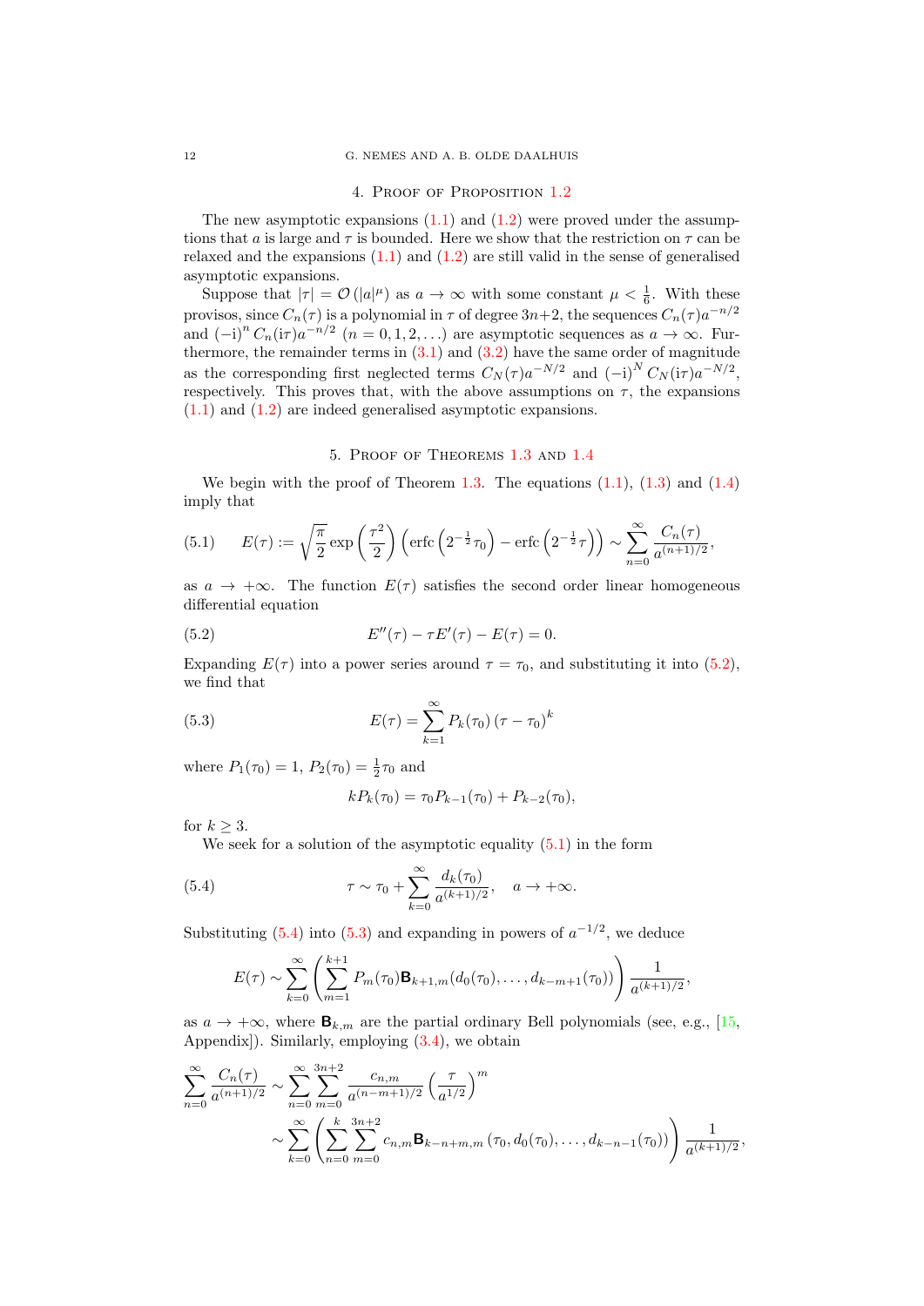## 4. Proof of Proposition 1.2

The new asymptotic expansions (1.1) and (1.2) were proved under the assumptions that $a$ is large and $\tau$ is bounded. Here we show that the restriction on $\tau$ can be relaxed and the expansions (1.1) and (1.2) are still valid in the sense of generalised asymptotic expansions.

Suppose that $|\tau| = \mathcal{O}(|a|^\mu)$ as $a \to \infty$ with some constant $\mu < \frac{1}{6}$. With these provisos, since $C_n(\tau)$ is a polynomial in $\tau$ of degree $3n+2$, the sequences $C_n(\tau)a^{-n/2}$ and $(-\mathrm{i})^n C_n(\mathrm{i}\tau)a^{-n/2}$ $(n = 0, 1, 2, \ldots)$ are asymptotic sequences as $a \to \infty$. Furthermore, the remainder terms in (3.1) and (3.2) have the same order of magnitude as the corresponding first neglected terms $C_N(\tau)a^{-N/2}$ and $(-\mathrm{i})^N C_N(\mathrm{i}\tau)a^{-N/2}$, respectively. This proves that, with the above assumptions on $\tau$, the expansions (1.1) and (1.2) are indeed generalised asymptotic expansions.

## 5. Proof of Theorems 1.3 and 1.4

We begin with the proof of Theorem 1.3. The equations (1.1), (1.3) and (1.4) imply that

$$E(\tau) := \sqrt{\frac{\pi}{2}} \exp\left(\frac{\tau^2}{2}\right)\left(\operatorname{erfc}\left(2^{-\frac{1}{2}}\tau_0\right) - \operatorname{erfc}\left(2^{-\frac{1}{2}}\tau\right)\right) \sim \sum_{n=0}^{\infty} \frac{C_n(\tau)}{a^{(n+1)/2}}, \tag{5.1}$$

as $a \to +\infty$. The function $E(\tau)$ satisfies the second order linear homogeneous differential equation

$$E''(\tau) - \tau E'(\tau) - E(\tau) = 0. \tag{5.2}$$

Expanding $E(\tau)$ into a power series around $\tau = \tau_0$, and substituting it into (5.2), we find that

$$E(\tau) = \sum_{k=1}^{\infty} P_k(\tau_0)\left(\tau - \tau_0\right)^k \tag{5.3}$$

where $P_1(\tau_0) = 1$, $P_2(\tau_0) = \frac{1}{2}\tau_0$ and

$$kP_k(\tau_0) = \tau_0 P_{k-1}(\tau_0) + P_{k-2}(\tau_0),$$

for $k \geq 3$.

We seek for a solution of the asymptotic equality (5.1) in the form

$$\tau \sim \tau_0 + \sum_{k=0}^{\infty} \frac{d_k(\tau_0)}{a^{(k+1)/2}}, \quad a \to +\infty. \tag{5.4}$$

Substituting (5.4) into (5.3) and expanding in powers of $a^{-1/2}$, we deduce

$$E(\tau) \sim \sum_{k=0}^{\infty}\left(\sum_{m=1}^{k+1} P_m(\tau_0)\mathbf{B}_{k+1,m}(d_0(\tau_0), \ldots, d_{k-m+1}(\tau_0))\right)\frac{1}{a^{(k+1)/2}},$$

as $a \to +\infty$, where $\mathbf{B}_{k,m}$ are the partial ordinary Bell polynomials (see, e.g., [15, Appendix]). Similarly, employing (3.4), we obtain

$$\begin{aligned}
\sum_{n=0}^{\infty} \frac{C_n(\tau)}{a^{(n+1)/2}} &\sim \sum_{n=0}^{\infty}\sum_{m=0}^{3n+2} \frac{c_{n,m}}{a^{(n-m+1)/2}}\left(\frac{\tau}{a^{1/2}}\right)^m \\
&\sim \sum_{k=0}^{\infty}\left(\sum_{n=0}^{k}\sum_{m=0}^{3n+2} c_{n,m}\mathbf{B}_{k-n+m,m}\left(\tau_0, d_0(\tau_0), \ldots, d_{k-n-1}(\tau_0)\right)\right)\frac{1}{a^{(k+1)/2}},
\end{aligned}$$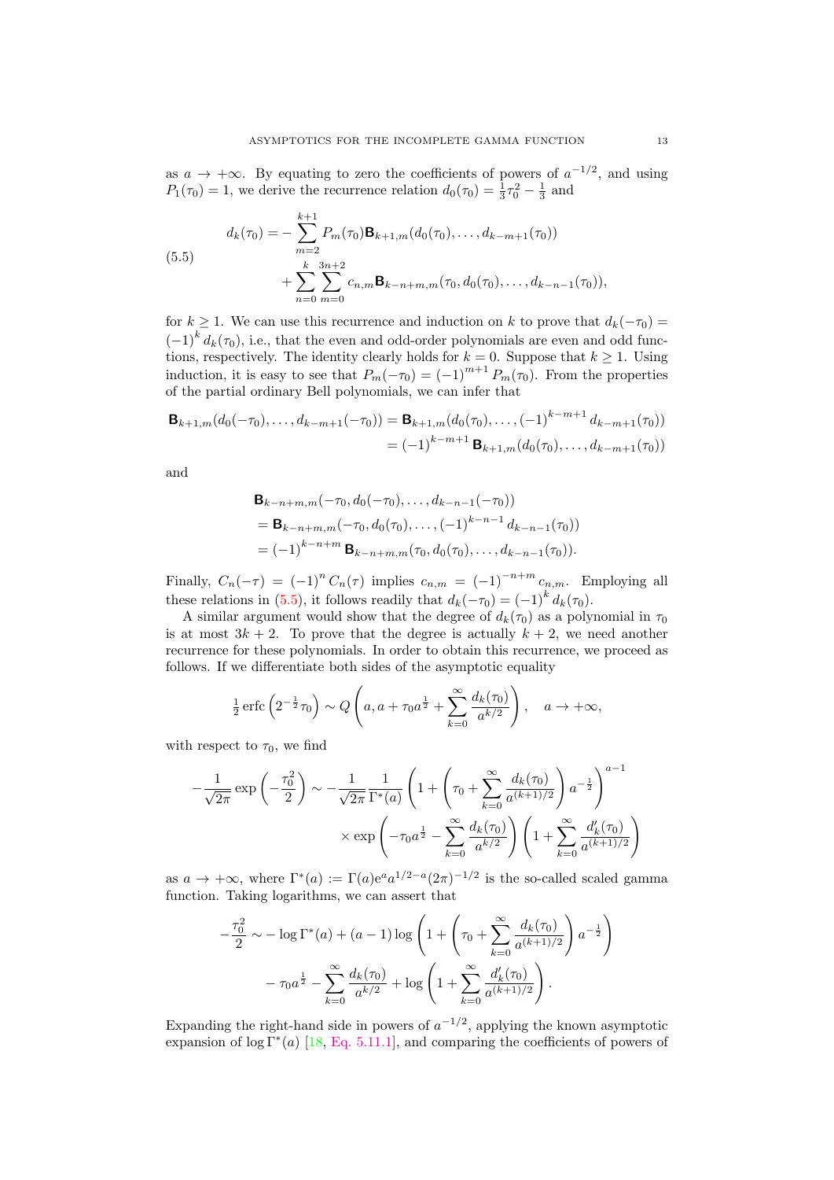as $a \to +\infty$. By equating to zero the coefficients of powers of $a^{-1/2}$, and using $P_1(\tau_0) = 1$, we derive the recurrence relation $d_0(\tau_0) = \frac{1}{3}\tau_0^2 - \frac{1}{3}$ and

$$
\begin{aligned}
d_k(\tau_0) = &- \sum_{m=2}^{k+1} P_m(\tau_0) \mathbf{B}_{k+1,m}(d_0(\tau_0), \ldots, d_{k-m+1}(\tau_0)) \\
&+ \sum_{n=0}^{k} \sum_{m=0}^{3n+2} c_{n,m} \mathbf{B}_{k-n+m,m}(\tau_0, d_0(\tau_0), \ldots, d_{k-n-1}(\tau_0)),
\end{aligned} \tag{5.5}
$$

for $k \geq 1$. We can use this recurrence and induction on $k$ to prove that $d_k(-\tau_0) = (-1)^k d_k(\tau_0)$, i.e., that the even and odd-order polynomials are even and odd functions, respectively. The identity clearly holds for $k = 0$. Suppose that $k \geq 1$. Using induction, it is easy to see that $P_m(-\tau_0) = (-1)^{m+1} P_m(\tau_0)$. From the properties of the partial ordinary Bell polynomials, we can infer that

$$
\begin{aligned}
\mathbf{B}_{k+1,m}(d_0(-\tau_0), \ldots, d_{k-m+1}(-\tau_0)) &= \mathbf{B}_{k+1,m}(d_0(\tau_0), \ldots, (-1)^{k-m+1} d_{k-m+1}(\tau_0)) \\
&= (-1)^{k-m+1} \mathbf{B}_{k+1,m}(d_0(\tau_0), \ldots, d_{k-m+1}(\tau_0))
\end{aligned}
$$

and

$$
\begin{aligned}
&\mathbf{B}_{k-n+m,m}(-\tau_0, d_0(-\tau_0), \ldots, d_{k-n-1}(-\tau_0)) \\
&= \mathbf{B}_{k-n+m,m}(-\tau_0, d_0(\tau_0), \ldots, (-1)^{k-n-1} d_{k-n-1}(\tau_0)) \\
&= (-1)^{k-n+m} \mathbf{B}_{k-n+m,m}(\tau_0, d_0(\tau_0), \ldots, d_{k-n-1}(\tau_0)).
\end{aligned}
$$

Finally, $C_n(-\tau) = (-1)^n C_n(\tau)$ implies $c_{n,m} = (-1)^{-n+m} c_{n,m}$. Employing all these relations in (5.5), it follows readily that $d_k(-\tau_0) = (-1)^k d_k(\tau_0)$.

A similar argument would show that the degree of $d_k(\tau_0)$ as a polynomial in $\tau_0$ is at most $3k + 2$. To prove that the degree is actually $k + 2$, we need another recurrence for these polynomials. In order to obtain this recurrence, we proceed as follows. If we differentiate both sides of the asymptotic equality

$$
\tfrac{1}{2} \operatorname{erfc}\left(2^{-\frac{1}{2}} \tau_0\right) \sim Q\left(a, a + \tau_0 a^{\frac{1}{2}} + \sum_{k=0}^{\infty} \frac{d_k(\tau_0)}{a^{k/2}}\right), \quad a \to +\infty,
$$

with respect to $\tau_0$, we find

$$
\begin{aligned}
-\frac{1}{\sqrt{2\pi}} \exp\left(-\frac{\tau_0^2}{2}\right) \sim &-\frac{1}{\sqrt{2\pi}} \frac{1}{\Gamma^*(a)} \left(1 + \left(\tau_0 + \sum_{k=0}^{\infty} \frac{d_k(\tau_0)}{a^{(k+1)/2}}\right) a^{-\frac{1}{2}}\right)^{a-1} \\
&\times \exp\left(-\tau_0 a^{\frac{1}{2}} - \sum_{k=0}^{\infty} \frac{d_k(\tau_0)}{a^{k/2}}\right) \left(1 + \sum_{k=0}^{\infty} \frac{d_k'(\tau_0)}{a^{(k+1)/2}}\right)
\end{aligned}
$$

as $a \to +\infty$, where $\Gamma^*(a) := \Gamma(a) e^a a^{1/2-a} (2\pi)^{-1/2}$ is the so-called scaled gamma function. Taking logarithms, we can assert that

$$
\begin{aligned}
-\frac{\tau_0^2}{2} \sim &-\log \Gamma^*(a) + (a-1) \log\left(1 + \left(\tau_0 + \sum_{k=0}^{\infty} \frac{d_k(\tau_0)}{a^{(k+1)/2}}\right) a^{-\frac{1}{2}}\right) \\
&- \tau_0 a^{\frac{1}{2}} - \sum_{k=0}^{\infty} \frac{d_k(\tau_0)}{a^{k/2}} + \log\left(1 + \sum_{k=0}^{\infty} \frac{d_k'(\tau_0)}{a^{(k+1)/2}}\right).
\end{aligned}
$$

Expanding the right-hand side in powers of $a^{-1/2}$, applying the known asymptotic expansion of $\log \Gamma^*(a)$ [18, Eq. 5.11.1], and comparing the coefficients of powers of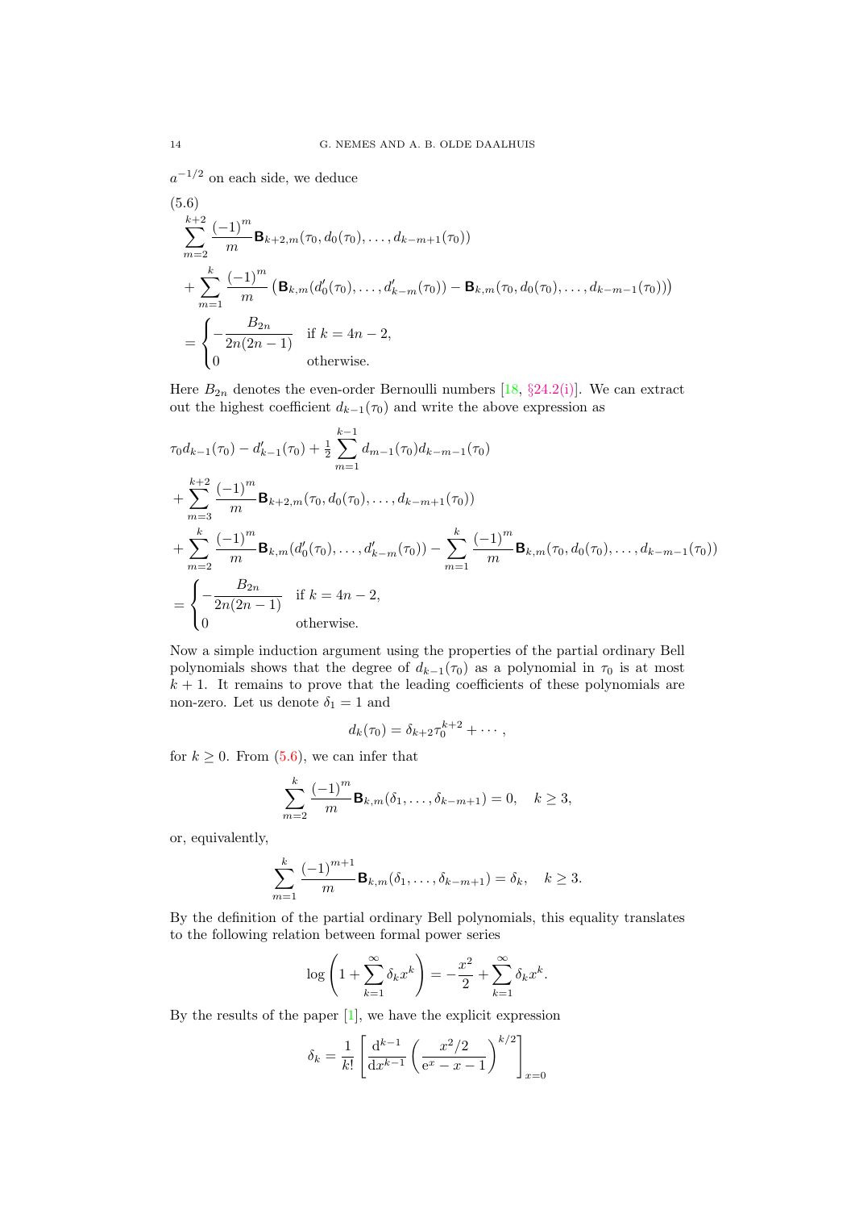$a^{-1/2}$ on each side, we deduce

(5.6)

$$
\begin{aligned}
&\sum_{m=2}^{k+2} \frac{(-1)^m}{m} \mathbf{B}_{k+2,m}(\tau_0, d_0(\tau_0), \ldots, d_{k-m+1}(\tau_0)) \\
&+ \sum_{m=1}^{k} \frac{(-1)^m}{m} \left( \mathbf{B}_{k,m}(d_0'(\tau_0), \ldots, d_{k-m}'(\tau_0)) - \mathbf{B}_{k,m}(\tau_0, d_0(\tau_0), \ldots, d_{k-m-1}(\tau_0)) \right) \\
&= \begin{cases} -\dfrac{B_{2n}}{2n(2n-1)} & \text{if } k = 4n-2, \\ 0 & \text{otherwise.} \end{cases}
\end{aligned}
$$

Here $B_{2n}$ denotes the even-order Bernoulli numbers [18, §24.2(i)]. We can extract out the highest coefficient $d_{k-1}(\tau_0)$ and write the above expression as

$$
\begin{aligned}
&\tau_0 d_{k-1}(\tau_0) - d_{k-1}'(\tau_0) + \tfrac{1}{2} \sum_{m=1}^{k-1} d_{m-1}(\tau_0) d_{k-m-1}(\tau_0) \\
&+ \sum_{m=3}^{k+2} \frac{(-1)^m}{m} \mathbf{B}_{k+2,m}(\tau_0, d_0(\tau_0), \ldots, d_{k-m+1}(\tau_0)) \\
&+ \sum_{m=2}^{k} \frac{(-1)^m}{m} \mathbf{B}_{k,m}(d_0'(\tau_0), \ldots, d_{k-m}'(\tau_0)) - \sum_{m=1}^{k} \frac{(-1)^m}{m} \mathbf{B}_{k,m}(\tau_0, d_0(\tau_0), \ldots, d_{k-m-1}(\tau_0)) \\
&= \begin{cases} -\dfrac{B_{2n}}{2n(2n-1)} & \text{if } k = 4n-2, \\ 0 & \text{otherwise.} \end{cases}
\end{aligned}
$$

Now a simple induction argument using the properties of the partial ordinary Bell polynomials shows that the degree of $d_{k-1}(\tau_0)$ as a polynomial in $\tau_0$ is at most $k+1$. It remains to prove that the leading coefficients of these polynomials are non-zero. Let us denote $\delta_1 = 1$ and

$$
d_k(\tau_0) = \delta_{k+2} \tau_0^{k+2} + \cdots ,
$$

for $k \geq 0$. From (5.6), we can infer that

$$
\sum_{m=2}^{k} \frac{(-1)^m}{m} \mathbf{B}_{k,m}(\delta_1, \ldots, \delta_{k-m+1}) = 0, \quad k \geq 3,
$$

or, equivalently,

$$
\sum_{m=1}^{k} \frac{(-1)^{m+1}}{m} \mathbf{B}_{k,m}(\delta_1, \ldots, \delta_{k-m+1}) = \delta_k, \quad k \geq 3.
$$

By the definition of the partial ordinary Bell polynomials, this equality translates to the following relation between formal power series

$$
\log\left(1 + \sum_{k=1}^{\infty} \delta_k x^k\right) = -\frac{x^2}{2} + \sum_{k=1}^{\infty} \delta_k x^k.
$$

By the results of the paper [1], we have the explicit expression

$$
\delta_k = \frac{1}{k!} \left[ \frac{\mathrm{d}^{k-1}}{\mathrm{d}x^{k-1}} \left( \frac{x^2/2}{\mathrm{e}^x - x - 1} \right)^{k/2} \right]_{x=0}
$$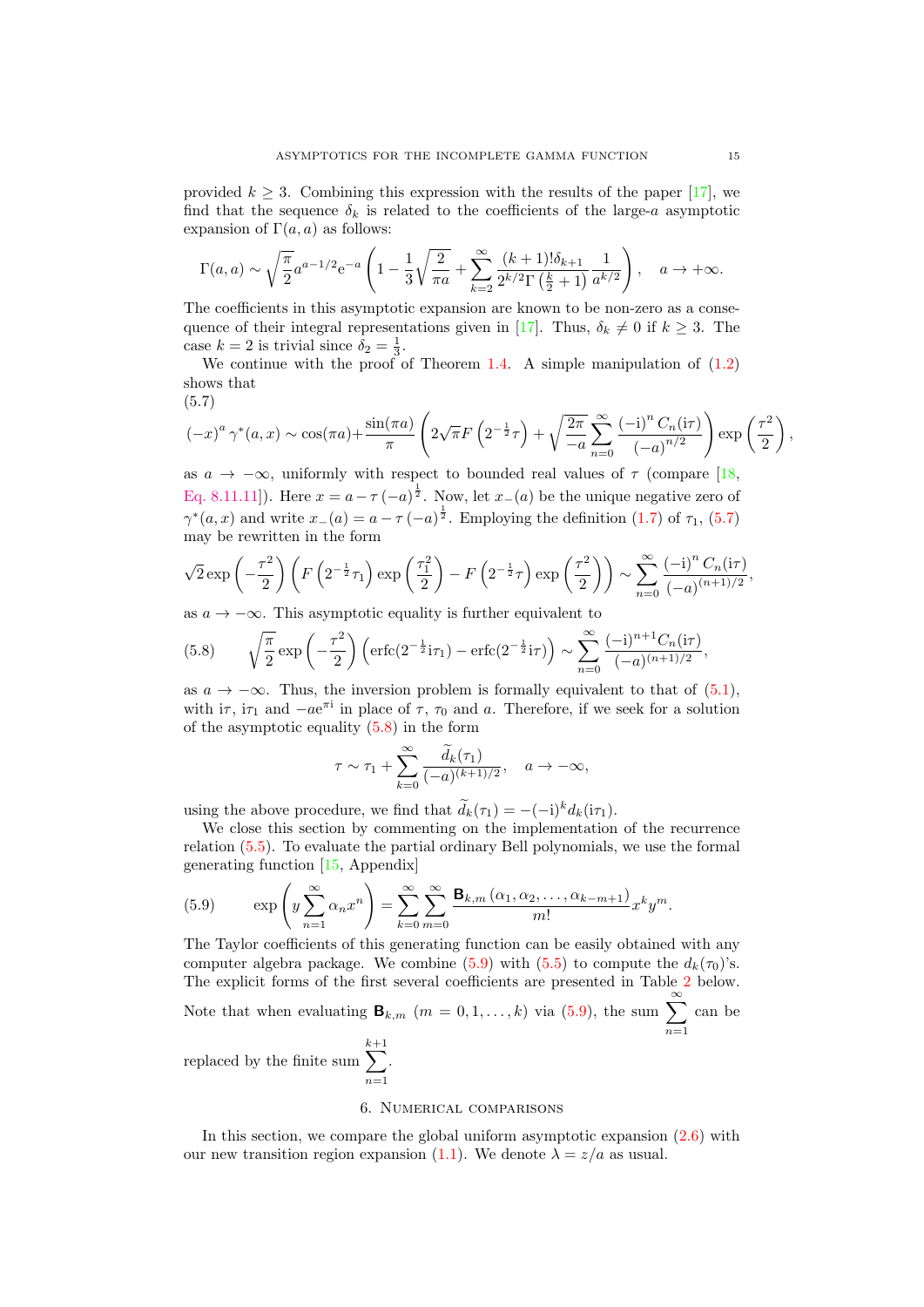provided $k \geq 3$. Combining this expression with the results of the paper [17], we find that the sequence $\delta_k$ is related to the coefficients of the large-$a$ asymptotic expansion of $\Gamma(a,a)$ as follows:

$$\Gamma(a,a) \sim \sqrt{\frac{\pi}{2}} a^{a-1/2} \mathrm{e}^{-a} \left( 1 - \frac{1}{3}\sqrt{\frac{2}{\pi a}} + \sum_{k=2}^{\infty} \frac{(k+1)!\delta_{k+1}}{2^{k/2}\Gamma\left(\frac{k}{2}+1\right)} \frac{1}{a^{k/2}} \right), \quad a \to +\infty.$$

The coefficients in this asymptotic expansion are known to be non-zero as a consequence of their integral representations given in [17]. Thus, $\delta_k \neq 0$ if $k \geq 3$. The case $k = 2$ is trivial since $\delta_2 = \frac{1}{3}$.

We continue with the proof of Theorem 1.4. A simple manipulation of (1.2) shows that

(5.7)
$$(-x)^a \gamma^*(a,x) \sim \cos(\pi a) + \frac{\sin(\pi a)}{\pi} \left( 2\sqrt{\pi} F\left(2^{-\frac{1}{2}}\tau\right) + \sqrt{\frac{2\pi}{-a}} \sum_{n=0}^{\infty} \frac{(-\mathrm{i})^n C_n(\mathrm{i}\tau)}{(-a)^{n/2}} \right) \exp\left(\frac{\tau^2}{2}\right),$$

as $a \to -\infty$, uniformly with respect to bounded real values of $\tau$ (compare [18, Eq. 8.11.11]). Here $x = a - \tau(-a)^{\frac{1}{2}}$. Now, let $x_-(a)$ be the unique negative zero of $\gamma^*(a,x)$ and write $x_-(a) = a - \tau(-a)^{\frac{1}{2}}$. Employing the definition (1.7) of $\tau_1$, (5.7) may be rewritten in the form

$$\sqrt{2}\exp\left(-\frac{\tau^2}{2}\right)\left( F\left(2^{-\frac{1}{2}}\tau_1\right)\exp\left(\frac{\tau_1^2}{2}\right) - F\left(2^{-\frac{1}{2}}\tau\right)\exp\left(\frac{\tau^2}{2}\right)\right) \sim \sum_{n=0}^{\infty} \frac{(-\mathrm{i})^n C_n(\mathrm{i}\tau)}{(-a)^{(n+1)/2}},$$

as $a \to -\infty$. This asymptotic equality is further equivalent to

(5.8)
$$\sqrt{\frac{\pi}{2}} \exp\left(-\frac{\tau^2}{2}\right)\left(\operatorname{erfc}(2^{-\frac{1}{2}}\mathrm{i}\tau_1) - \operatorname{erfc}(2^{-\frac{1}{2}}\mathrm{i}\tau)\right) \sim \sum_{n=0}^{\infty} \frac{(-\mathrm{i})^{n+1} C_n(\mathrm{i}\tau)}{(-a)^{(n+1)/2}},$$

as $a \to -\infty$. Thus, the inversion problem is formally equivalent to that of (5.1), with $\mathrm{i}\tau$, $\mathrm{i}\tau_1$ and $-a\mathrm{e}^{\pi\mathrm{i}}$ in place of $\tau$, $\tau_0$ and $a$. Therefore, if we seek for a solution of the asymptotic equality (5.8) in the form

$$\tau \sim \tau_1 + \sum_{k=0}^{\infty} \frac{\widetilde{d}_k(\tau_1)}{(-a)^{(k+1)/2}}, \quad a \to -\infty,$$

using the above procedure, we find that $\widetilde{d}_k(\tau_1) = -(-\mathrm{i})^k d_k(\mathrm{i}\tau_1)$.

We close this section by commenting on the implementation of the recurrence relation (5.5). To evaluate the partial ordinary Bell polynomials, we use the formal generating function [15, Appendix]

(5.9)
$$\exp\left(y\sum_{n=1}^{\infty} \alpha_n x^n\right) = \sum_{k=0}^{\infty}\sum_{m=0}^{\infty} \frac{\mathsf{B}_{k,m}\left(\alpha_1, \alpha_2, \ldots, \alpha_{k-m+1}\right)}{m!} x^k y^m.$$

The Taylor coefficients of this generating function can be easily obtained with any computer algebra package. We combine (5.9) with (5.5) to compute the $d_k(\tau_0)$'s. The explicit forms of the first several coefficients are presented in Table 2 below. Note that when evaluating $\mathsf{B}_{k,m}$ $(m = 0, 1, \ldots, k)$ via (5.9), the sum $\sum_{n=1}^{\infty}$ can be replaced by the finite sum $\sum_{n=1}^{k+1}$.

## 6. Numerical comparisons

In this section, we compare the global uniform asymptotic expansion (2.6) with our new transition region expansion (1.1). We denote $\lambda = z/a$ as usual.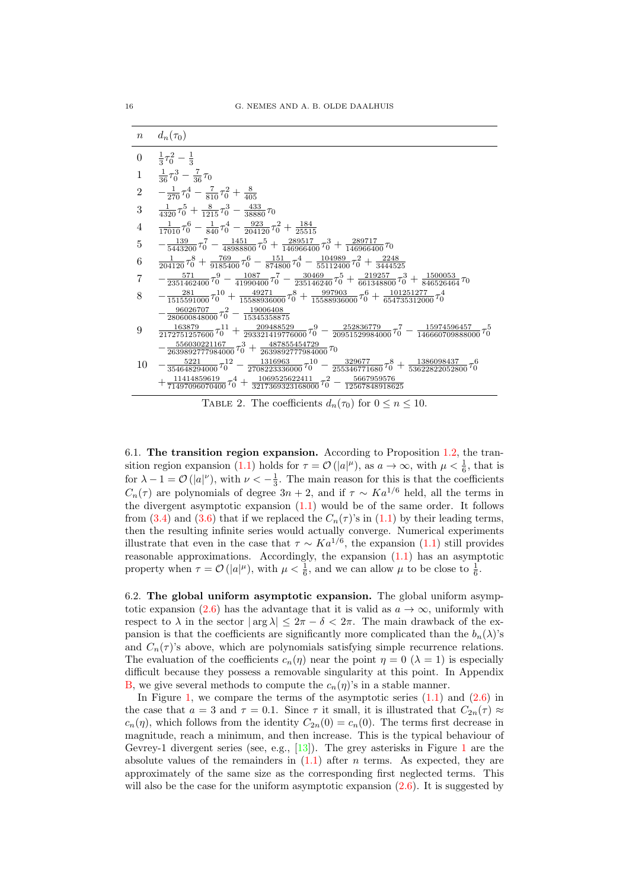| $n$ | $d_n(\tau_0)$ |
| --- | --- |
| 0 | $\frac{1}{3}\tau_0^2 - \frac{1}{3}$ |
| 1 | $\frac{1}{36}\tau_0^3 - \frac{7}{36}\tau_0$ |
| 2 | $-\frac{1}{270}\tau_0^4 - \frac{7}{810}\tau_0^2 + \frac{8}{405}$ |
| 3 | $\frac{1}{4320}\tau_0^5 + \frac{8}{1215}\tau_0^3 - \frac{433}{38880}\tau_0$ |
| 4 | $\frac{1}{17010}\tau_0^6 - \frac{1}{840}\tau_0^4 - \frac{923}{204120}\tau_0^2 + \frac{184}{25515}$ |
| 5 | $-\frac{139}{5443200}\tau_0^7 - \frac{1451}{48988800}\tau_0^5 + \frac{289517}{146966400}\tau_0^3 + \frac{289717}{146966400}\tau_0$ |
| 6 | $\frac{1}{204120}\tau_0^8 + \frac{769}{9185400}\tau_0^6 - \frac{151}{874800}\tau_0^4 - \frac{104989}{55112400}\tau_0^2 + \frac{2248}{3444525}$ |
| 7 | $-\frac{571}{2351462400}\tau_0^9 - \frac{1087}{41990400}\tau_0^7 - \frac{30469}{235146240}\tau_0^5 + \frac{219257}{661348800}\tau_0^3 + \frac{1500053}{846526464}\tau_0$ |
| 8 | $-\frac{281}{1515591000}\tau_0^{10} + \frac{49271}{15588936000}\tau_0^8 + \frac{997903}{15588936000}\tau_0^6 + \frac{101251277}{654735312000}\tau_0^4$ $-\frac{96026707}{280600848000}\tau_0^2 - \frac{19006408}{15345358875}$ |
| 9 | $\frac{163879}{2172751257600}\tau_0^{11} + \frac{209488529}{293321419776000}\tau_0^9 - \frac{252836779}{20951529984000}\tau_0^7 - \frac{15974596457}{146660709888000}\tau_0^5$ $-\frac{556030221167}{2639892777984000}\tau_0^3 + \frac{487855454729}{2639892777984000}\tau_0$ |
| 10 | $-\frac{5221}{354648294000}\tau_0^{12} - \frac{1316963}{27082233336000}\tau_0^{10} - \frac{329677}{255346771680}\tau_0^8 + \frac{1386098437}{53622822052800}\tau_0^6$ $+\frac{11414859619}{714970960704000}\tau_0^4 + \frac{1069525622411}{3217369323168000}\tau_0^2 - \frac{5667959576}{12567848918625}$ |

TABLE 2. The coefficients $d_n(\tau_0)$ for $0 \le n \le 10$.

**6.1. The transition region expansion.** According to Proposition 1.2, the transition region expansion (1.1) holds for $\tau = \mathcal{O}(|a|^{\mu})$, as $a \to \infty$, with $\mu < \frac{1}{6}$, that is for $\lambda - 1 = \mathcal{O}(|a|^{\nu})$, with $\nu < -\frac{1}{3}$. The main reason for this is that the coefficients $C_n(\tau)$ are polynomials of degree $3n+2$, and if $\tau \sim K a^{1/6}$ held, all the terms in the divergent asymptotic expansion (1.1) would be of the same order. It follows from (3.4) and (3.6) that if we replaced the $C_n(\tau)$'s in (1.1) by their leading terms, then the resulting infinite series would actually converge. Numerical experiments illustrate that even in the case that $\tau \sim K a^{1/6}$, the expansion (1.1) still provides reasonable approximations. Accordingly, the expansion (1.1) has an asymptotic property when $\tau = \mathcal{O}(|a|^{\mu})$, with $\mu < \frac{1}{6}$, and we can allow $\mu$ to be close to $\frac{1}{6}$.

**6.2. The global uniform asymptotic expansion.** The global uniform asymptotic expansion (2.6) has the advantage that it is valid as $a \to \infty$, uniformly with respect to $\lambda$ in the sector $|\arg \lambda| \le 2\pi - \delta < 2\pi$. The main drawback of the expansion is that the coefficients are significantly more complicated than the $b_n(\lambda)$'s and $C_n(\tau)$'s above, which are polynomials satisfying simple recurrence relations. The evaluation of the coefficients $c_n(\eta)$ near the point $\eta = 0$ ($\lambda = 1$) is especially difficult because they possess a removable singularity at this point. In Appendix B, we give several methods to compute the $c_n(\eta)$'s in a stable manner.

In Figure 1, we compare the terms of the asymptotic series (1.1) and (2.6) in the case that $a = 3$ and $\tau = 0.1$. Since $\tau$ it small, it is illustrated that $C_{2n}(\tau) \approx c_n(\eta)$, which follows from the identity $C_{2n}(0) = c_n(0)$. The terms first decrease in magnitude, reach a minimum, and then increase. This is the typical behaviour of Gevrey-1 divergent series (see, e.g., [13]). The grey asterisks in Figure 1 are the absolute values of the remainders in (1.1) after $n$ terms. As expected, they are approximately of the same size as the corresponding first neglected terms. This will also be the case for the uniform asymptotic expansion (2.6). It is suggested by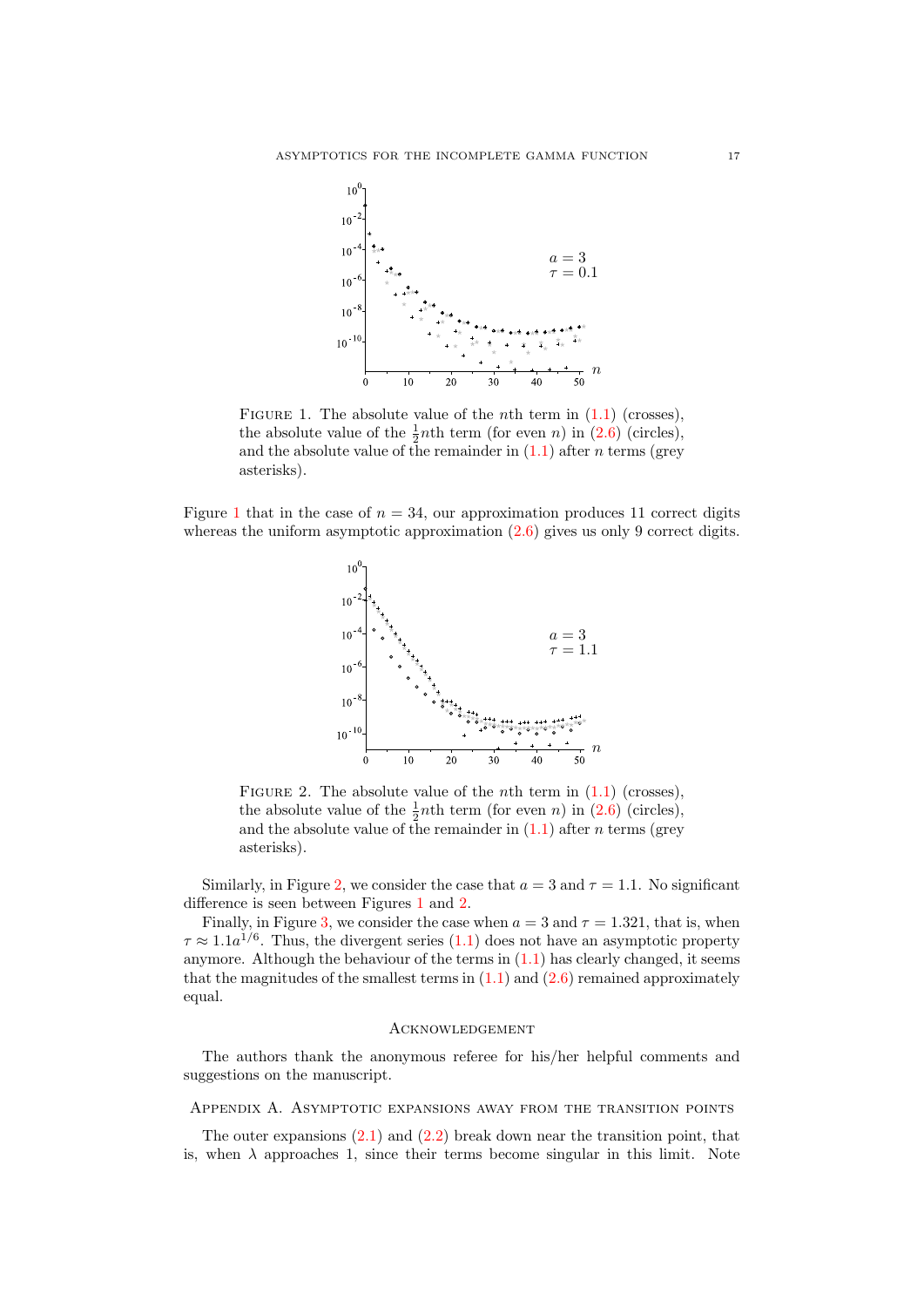FIGURE 1. The absolute value of the $n$th term in (1.1) (crosses), the absolute value of the $\frac{1}{2}n$th term (for even $n$) in (2.6) (circles), and the absolute value of the remainder in (1.1) after $n$ terms (grey asterisks).

Figure 1 that in the case of $n = 34$, our approximation produces 11 correct digits whereas the uniform asymptotic approximation (2.6) gives us only 9 correct digits.

FIGURE 2. The absolute value of the $n$th term in (1.1) (crosses), the absolute value of the $\frac{1}{2}n$th term (for even $n$) in (2.6) (circles), and the absolute value of the remainder in (1.1) after $n$ terms (grey asterisks).

Similarly, in Figure 2, we consider the case that $a = 3$ and $\tau = 1.1$. No significant difference is seen between Figures 1 and 2.

Finally, in Figure 3, we consider the case when $a = 3$ and $\tau = 1.321$, that is, when $\tau \approx 1.1a^{1/6}$. Thus, the divergent series (1.1) does not have an asymptotic property anymore. Although the behaviour of the terms in (1.1) has clearly changed, it seems that the magnitudes of the smallest terms in (1.1) and (2.6) remained approximately equal.

## Acknowledgement

The authors thank the anonymous referee for his/her helpful comments and suggestions on the manuscript.

## Appendix A. Asymptotic expansions away from the transition points

The outer expansions (2.1) and (2.2) break down near the transition point, that is, when $\lambda$ approaches 1, since their terms become singular in this limit. Note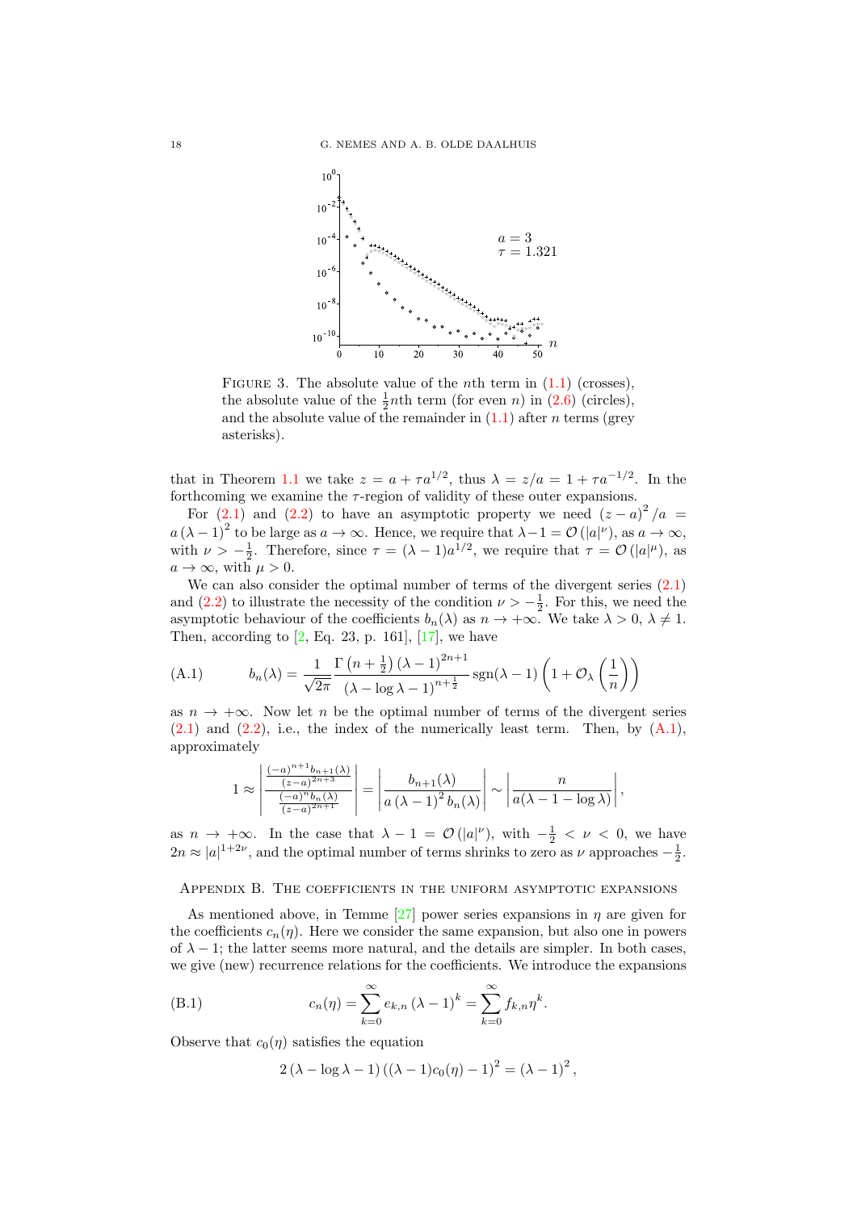FIGURE 3. The absolute value of the $n$th term in (1.1) (crosses), the absolute value of the $\frac{1}{2}n$th term (for even $n$) in (2.6) (circles), and the absolute value of the remainder in (1.1) after $n$ terms (grey asterisks).

that in Theorem 1.1 we take $z = a + \tau a^{1/2}$, thus $\lambda = z/a = 1 + \tau a^{-1/2}$. In the forthcoming we examine the $\tau$-region of validity of these outer expansions.

For (2.1) and (2.2) to have an asymptotic property we need $(z-a)^2/a = a(\lambda-1)^2$ to be large as $a \to \infty$. Hence, we require that $\lambda - 1 = \mathcal{O}(|a|^\nu)$, as $a \to \infty$, with $\nu > -\frac{1}{2}$. Therefore, since $\tau = (\lambda-1)a^{1/2}$, we require that $\tau = \mathcal{O}(|a|^\mu)$, as $a \to \infty$, with $\mu > 0$.

We can also consider the optimal number of terms of the divergent series (2.1) and (2.2) to illustrate the necessity of the condition $\nu > -\frac{1}{2}$. For this, we need the asymptotic behaviour of the coefficients $b_n(\lambda)$ as $n \to +\infty$. We take $\lambda > 0$, $\lambda \neq 1$. Then, according to [2, Eq. 23, p. 161], [17], we have

$$b_n(\lambda) = \frac{1}{\sqrt{2\pi}} \frac{\Gamma\left(n+\frac{1}{2}\right)(\lambda-1)^{2n+1}}{(\lambda - \log\lambda - 1)^{n+\frac{1}{2}}} \operatorname{sgn}(\lambda-1)\left(1 + \mathcal{O}_\lambda\left(\frac{1}{n}\right)\right) \tag{A.1}$$

as $n \to +\infty$. Now let $n$ be the optimal number of terms of the divergent series (2.1) and (2.2), i.e., the index of the numerically least term. Then, by (A.1), approximately

$$1 \approx \left| \frac{\frac{(-a)^{n+1} b_{n+1}(\lambda)}{(z-a)^{2n+3}}}{\frac{(-a)^n b_n(\lambda)}{(z-a)^{2n+1}}} \right| = \left| \frac{b_{n+1}(\lambda)}{a(\lambda-1)^2 b_n(\lambda)} \right| \sim \left| \frac{n}{a(\lambda - 1 - \log\lambda)} \right|,$$

as $n \to +\infty$. In the case that $\lambda - 1 = \mathcal{O}(|a|^\nu)$, with $-\frac{1}{2} < \nu < 0$, we have $2n \approx |a|^{1+2\nu}$, and the optimal number of terms shrinks to zero as $\nu$ approaches $-\frac{1}{2}$.

## Appendix B. The coefficients in the uniform asymptotic expansions

As mentioned above, in Temme [27] power series expansions in $\eta$ are given for the coefficients $c_n(\eta)$. Here we consider the same expansion, but also one in powers of $\lambda - 1$; the latter seems more natural, and the details are simpler. In both cases, we give (new) recurrence relations for the coefficients. We introduce the expansions

$$c_n(\eta) = \sum_{k=0}^{\infty} e_{k,n} (\lambda-1)^k = \sum_{k=0}^{\infty} f_{k,n} \eta^k. \tag{B.1}$$

Observe that $c_0(\eta)$ satisfies the equation

$$2(\lambda - \log\lambda - 1)\left((\lambda-1)c_0(\eta) - 1\right)^2 = (\lambda-1)^2,$$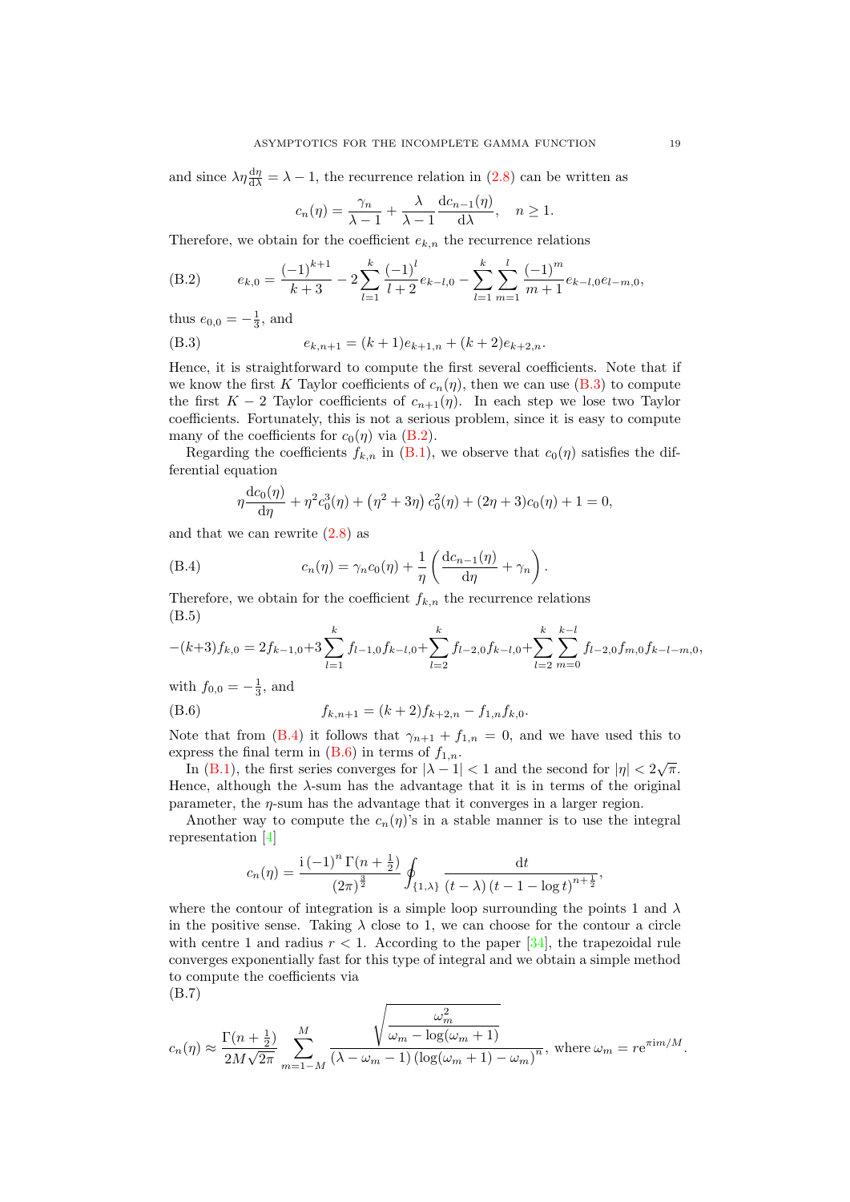and since $\lambda\eta\frac{\mathrm{d}\eta}{\mathrm{d}\lambda} = \lambda - 1$, the recurrence relation in (2.8) can be written as

$$c_n(\eta) = \frac{\gamma_n}{\lambda - 1} + \frac{\lambda}{\lambda - 1}\frac{\mathrm{d}c_{n-1}(\eta)}{\mathrm{d}\lambda}, \quad n \geq 1.$$

Therefore, we obtain for the coefficient $e_{k,n}$ the recurrence relations

$$\text{(B.2)} \qquad e_{k,0} = \frac{(-1)^{k+1}}{k+3} - 2\sum_{l=1}^{k}\frac{(-1)^l}{l+2}e_{k-l,0} - \sum_{l=1}^{k}\sum_{m=1}^{l}\frac{(-1)^m}{m+1}e_{k-l,0}e_{l-m,0},$$

thus $e_{0,0} = -\frac{1}{3}$, and

$$\text{(B.3)} \qquad e_{k,n+1} = (k+1)e_{k+1,n} + (k+2)e_{k+2,n}.$$

Hence, it is straightforward to compute the first several coefficients. Note that if we know the first $K$ Taylor coefficients of $c_n(\eta)$, then we can use (B.3) to compute the first $K-2$ Taylor coefficients of $c_{n+1}(\eta)$. In each step we lose two Taylor coefficients. Fortunately, this is not a serious problem, since it is easy to compute many of the coefficients for $c_0(\eta)$ via (B.2).

Regarding the coefficients $f_{k,n}$ in (B.1), we observe that $c_0(\eta)$ satisfies the differential equation

$$\eta\frac{\mathrm{d}c_0(\eta)}{\mathrm{d}\eta} + \eta^2 c_0^3(\eta) + \left(\eta^2 + 3\eta\right)c_0^2(\eta) + (2\eta + 3)c_0(\eta) + 1 = 0,$$

and that we can rewrite (2.8) as

$$\text{(B.4)} \qquad c_n(\eta) = \gamma_n c_0(\eta) + \frac{1}{\eta}\left(\frac{\mathrm{d}c_{n-1}(\eta)}{\mathrm{d}\eta} + \gamma_n\right).$$

Therefore, we obtain for the coefficient $f_{k,n}$ the recurrence relations
(B.5)

$$-(k+3)f_{k,0} = 2f_{k-1,0} + 3\sum_{l=1}^{k}f_{l-1,0}f_{k-l,0} + \sum_{l=2}^{k}f_{l-2,0}f_{k-l,0} + \sum_{l=2}^{k}\sum_{m=0}^{k-l}f_{l-2,0}f_{m,0}f_{k-l-m,0},$$

with $f_{0,0} = -\frac{1}{3}$, and

$$\text{(B.6)} \qquad f_{k,n+1} = (k+2)f_{k+2,n} - f_{1,n}f_{k,0}.$$

Note that from (B.4) it follows that $\gamma_{n+1} + f_{1,n} = 0$, and we have used this to express the final term in (B.6) in terms of $f_{1,n}$.

In (B.1), the first series converges for $|\lambda - 1| < 1$ and the second for $|\eta| < 2\sqrt{\pi}$. Hence, although the $\lambda$-sum has the advantage that it is in terms of the original parameter, the $\eta$-sum has the advantage that it converges in a larger region.

Another way to compute the $c_n(\eta)$'s in a stable manner is to use the integral representation [4]

$$c_n(\eta) = \frac{\mathrm{i}\,(-1)^n\,\Gamma(n+\frac{1}{2})}{(2\pi)^{\frac{3}{2}}}\oint_{\{1,\lambda\}}\frac{\mathrm{d}t}{(t-\lambda)\,(t-1-\log t)^{n+\frac{1}{2}}},$$

where the contour of integration is a simple loop surrounding the points 1 and $\lambda$ in the positive sense. Taking $\lambda$ close to 1, we can choose for the contour a circle with centre 1 and radius $r < 1$. According to the paper [34], the trapezoidal rule converges exponentially fast for this type of integral and we obtain a simple method to compute the coefficients via
(B.7)

$$c_n(\eta) \approx \frac{\Gamma(n+\frac{1}{2})}{2M\sqrt{2\pi}}\sum_{m=1-M}^{M}\frac{\sqrt{\dfrac{\omega_m^2}{\omega_m - \log(\omega_m + 1)}}}{(\lambda - \omega_m - 1)\,(\log(\omega_m+1) - \omega_m)^n}, \text{ where } \omega_m = r\mathrm{e}^{\pi\mathrm{i}m/M}.$$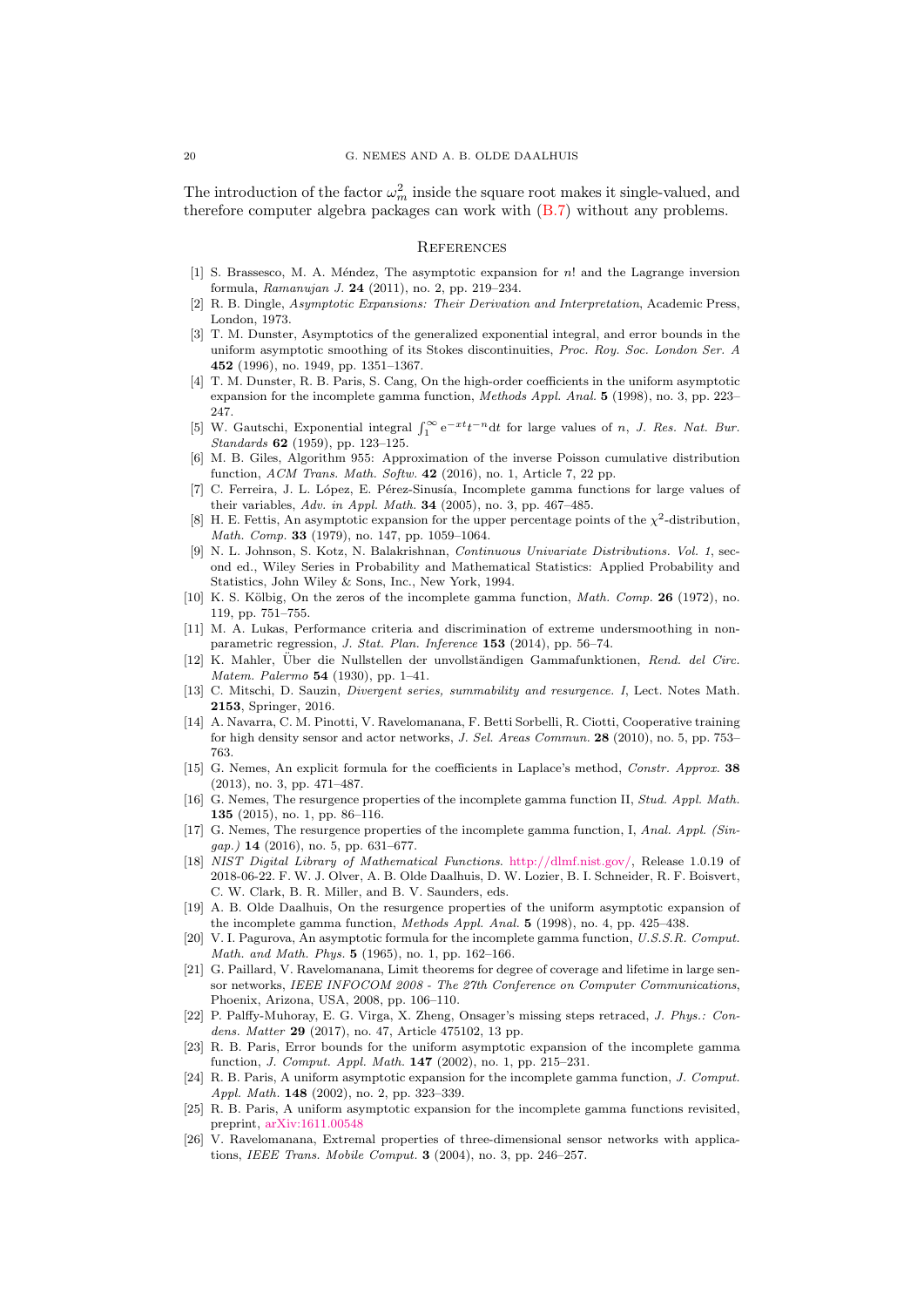The introduction of the factor $\omega_m^2$ inside the square root makes it single-valued, and therefore computer algebra packages can work with (B.7) without any problems.

## References

[1] S. Brassesco, M. A. Méndez, The asymptotic expansion for $n!$ and the Lagrange inversion formula, *Ramanujan J.* **24** (2011), no. 2, pp. 219–234.

[2] R. B. Dingle, *Asymptotic Expansions: Their Derivation and Interpretation*, Academic Press, London, 1973.

[3] T. M. Dunster, Asymptotics of the generalized exponential integral, and error bounds in the uniform asymptotic smoothing of its Stokes discontinuities, *Proc. Roy. Soc. London Ser. A* **452** (1996), no. 1949, pp. 1351–1367.

[4] T. M. Dunster, R. B. Paris, S. Cang, On the high-order coefficients in the uniform asymptotic expansion for the incomplete gamma function, *Methods Appl. Anal.* **5** (1998), no. 3, pp. 223–247.

[5] W. Gautschi, Exponential integral $\int_1^\infty \mathrm{e}^{-xt} t^{-n} \mathrm{d}t$ for large values of $n$, *J. Res. Nat. Bur. Standards* **62** (1959), pp. 123–125.

[6] M. B. Giles, Algorithm 955: Approximation of the inverse Poisson cumulative distribution function, *ACM Trans. Math. Softw.* **42** (2016), no. 1, Article 7, 22 pp.

[7] C. Ferreira, J. L. López, E. Pérez-Sinusía, Incomplete gamma functions for large values of their variables, *Adv. in Appl. Math.* **34** (2005), no. 3, pp. 467–485.

[8] H. E. Fettis, An asymptotic expansion for the upper percentage points of the $\chi^2$-distribution, *Math. Comp.* **33** (1979), no. 147, pp. 1059–1064.

[9] N. L. Johnson, S. Kotz, N. Balakrishnan, *Continuous Univariate Distributions. Vol. 1*, second ed., Wiley Series in Probability and Mathematical Statistics: Applied Probability and Statistics, John Wiley & Sons, Inc., New York, 1994.

[10] K. S. Kölbig, On the zeros of the incomplete gamma function, *Math. Comp.* **26** (1972), no. 119, pp. 751–755.

[11] M. A. Lukas, Performance criteria and discrimination of extreme undersmoothing in nonparametric regression, *J. Stat. Plan. Inference* **153** (2014), pp. 56–74.

[12] K. Mahler, Über die Nullstellen der unvollständigen Gammafunktionen, *Rend. del Circ. Matem. Palermo* **54** (1930), pp. 1–41.

[13] C. Mitschi, D. Sauzin, *Divergent series, summability and resurgence. I*, Lect. Notes Math. **2153**, Springer, 2016.

[14] A. Navarra, C. M. Pinotti, V. Ravelomanana, F. Betti Sorbelli, R. Ciotti, Cooperative training for high density sensor and actor networks, *J. Sel. Areas Commun.* **28** (2010), no. 5, pp. 753–763.

[15] G. Nemes, An explicit formula for the coefficients in Laplace's method, *Constr. Approx.* **38** (2013), no. 3, pp. 471–487.

[16] G. Nemes, The resurgence properties of the incomplete gamma function II, *Stud. Appl. Math.* **135** (2015), no. 1, pp. 86–116.

[17] G. Nemes, The resurgence properties of the incomplete gamma function, I, *Anal. Appl. (Singap.)* **14** (2016), no. 5, pp. 631–677.

[18] *NIST Digital Library of Mathematical Functions*. http://dlmf.nist.gov/, Release 1.0.19 of 2018-06-22. F. W. J. Olver, A. B. Olde Daalhuis, D. W. Lozier, B. I. Schneider, R. F. Boisvert, C. W. Clark, B. R. Miller, and B. V. Saunders, eds.

[19] A. B. Olde Daalhuis, On the resurgence properties of the uniform asymptotic expansion of the incomplete gamma function, *Methods Appl. Anal.* **5** (1998), no. 4, pp. 425–438.

[20] V. I. Pagurova, An asymptotic formula for the incomplete gamma function, *U.S.S.R. Comput. Math. and Math. Phys.* **5** (1965), no. 1, pp. 162–166.

[21] G. Paillard, V. Ravelomanana, Limit theorems for degree of coverage and lifetime in large sensor networks, *IEEE INFOCOM 2008 - The 27th Conference on Computer Communications*, Phoenix, Arizona, USA, 2008, pp. 106–110.

[22] P. Palffy-Muhoray, E. G. Virga, X. Zheng, Onsager's missing steps retraced, *J. Phys.: Condens. Matter* **29** (2017), no. 47, Article 475102, 13 pp.

[23] R. B. Paris, Error bounds for the uniform asymptotic expansion of the incomplete gamma function, *J. Comput. Appl. Math.* **147** (2002), no. 1, pp. 215–231.

[24] R. B. Paris, A uniform asymptotic expansion for the incomplete gamma function, *J. Comput. Appl. Math.* **148** (2002), no. 2, pp. 323–339.

[25] R. B. Paris, A uniform asymptotic expansion for the incomplete gamma functions revisited, preprint, arXiv:1611.00548

[26] V. Ravelomanana, Extremal properties of three-dimensional sensor networks with applications, *IEEE Trans. Mobile Comput.* **3** (2004), no. 3, pp. 246–257.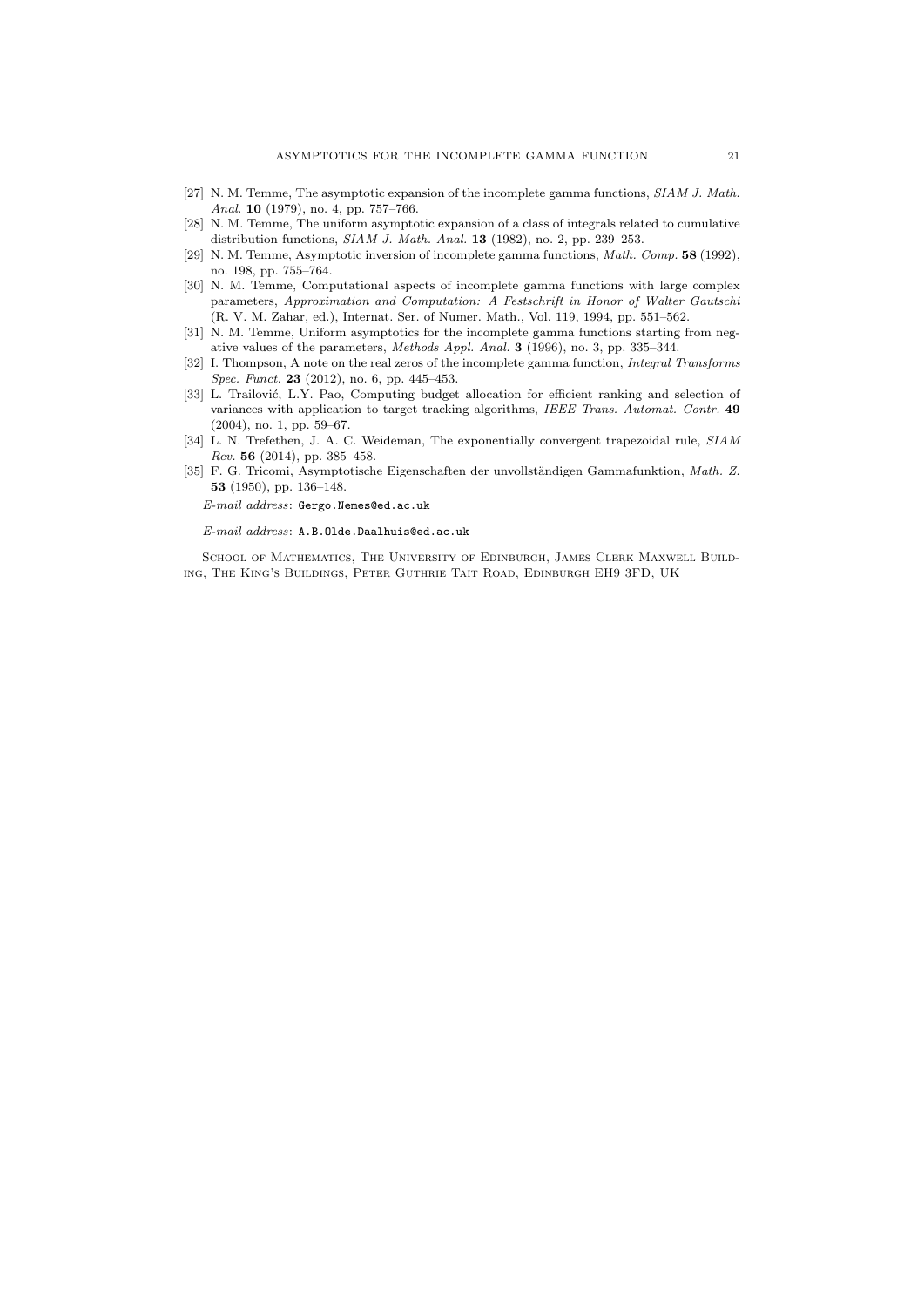[27] N. M. Temme, The asymptotic expansion of the incomplete gamma functions, *SIAM J. Math. Anal.* **10** (1979), no. 4, pp. 757–766.

[28] N. M. Temme, The uniform asymptotic expansion of a class of integrals related to cumulative distribution functions, *SIAM J. Math. Anal.* **13** (1982), no. 2, pp. 239–253.

[29] N. M. Temme, Asymptotic inversion of incomplete gamma functions, *Math. Comp.* **58** (1992), no. 198, pp. 755–764.

[30] N. M. Temme, Computational aspects of incomplete gamma functions with large complex parameters, *Approximation and Computation: A Festschrift in Honor of Walter Gautschi* (R. V. M. Zahar, ed.), Internat. Ser. of Numer. Math., Vol. 119, 1994, pp. 551–562.

[31] N. M. Temme, Uniform asymptotics for the incomplete gamma functions starting from negative values of the parameters, *Methods Appl. Anal.* **3** (1996), no. 3, pp. 335–344.

[32] I. Thompson, A note on the real zeros of the incomplete gamma function, *Integral Transforms Spec. Funct.* **23** (2012), no. 6, pp. 445–453.

[33] L. Trailović, L.Y. Pao, Computing budget allocation for efficient ranking and selection of variances with application to target tracking algorithms, *IEEE Trans. Automat. Contr.* **49** (2004), no. 1, pp. 59–67.

[34] L. N. Trefethen, J. A. C. Weideman, The exponentially convergent trapezoidal rule, *SIAM Rev.* **56** (2014), pp. 385–458.

[35] F. G. Tricomi, Asymptotische Eigenschaften der unvollständigen Gammafunktion, *Math. Z.* **53** (1950), pp. 136–148.

*E-mail address*: Gergo.Nemes@ed.ac.uk

*E-mail address*: A.B.Olde.Daalhuis@ed.ac.uk

School of Mathematics, The University of Edinburgh, James Clerk Maxwell Building, The King's Buildings, Peter Guthrie Tait Road, Edinburgh EH9 3FD, UK